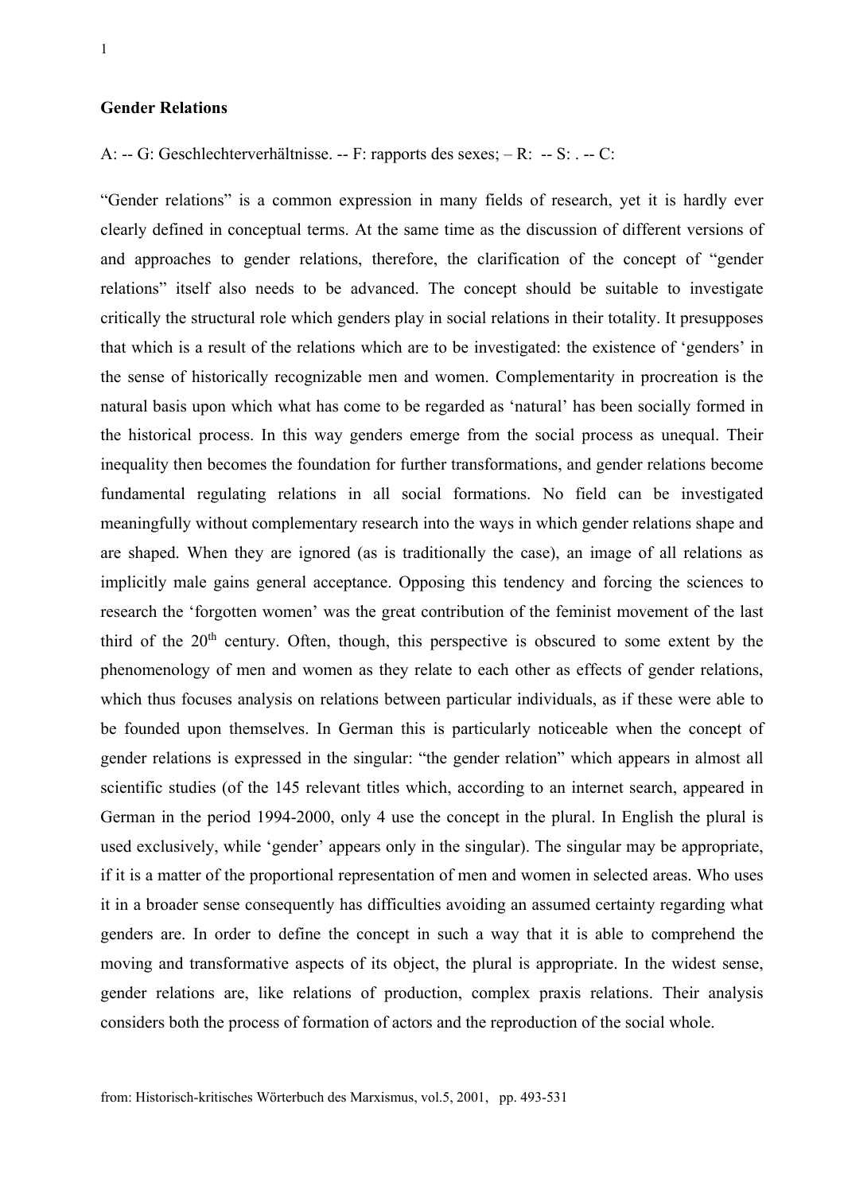**Gender Relations**

A: -- G: Geschlechterverhältnisse. -- F: rapports des sexes; – R: -- S: . -- C:

"Gender relations" is a common expression in many fields of research, yet it is hardly ever clearly defined in conceptual terms. At the same time as the discussion of different versions of and approaches to gender relations, therefore, the clarification of the concept of "gender relations" itself also needs to be advanced. The concept should be suitable to investigate critically the structural role which genders play in social relations in their totality. It presupposes that which is a result of the relations which are to be investigated: the existence of 'genders' in the sense of historically recognizable men and women. Complementarity in procreation is the natural basis upon which what has come to be regarded as 'natural' has been socially formed in the historical process. In this way genders emerge from the social process as unequal. Their inequality then becomes the foundation for further transformations, and gender relations become fundamental regulating relations in all social formations. No field can be investigated meaningfully without complementary research into the ways in which gender relations shape and are shaped. When they are ignored (as is traditionally the case), an image of all relations as implicitly male gains general acceptance. Opposing this tendency and forcing the sciences to research the 'forgotten women' was the great contribution of the feminist movement of the last third of the 20th century. Often, though, this perspective is obscured to some extent by the phenomenology of men and women as they relate to each other as effects of gender relations, which thus focuses analysis on relations between particular individuals, as if these were able to be founded upon themselves. In German this is particularly noticeable when the concept of gender relations is expressed in the singular: "the gender relation" which appears in almost all scientific studies (of the 145 relevant titles which, according to an internet search, appeared in German in the period 1994-2000, only 4 use the concept in the plural. In English the plural is used exclusively, while 'gender' appears only in the singular). The singular may be appropriate, if it is a matter of the proportional representation of men and women in selected areas. Who uses it in a broader sense consequently has difficulties avoiding an assumed certainty regarding what genders are. In order to define the concept in such a way that it is able to comprehend the moving and transformative aspects of its object, the plural is appropriate. In the widest sense, gender relations are, like relations of production, complex praxis relations. Their analysis considers both the process of formation of actors and the reproduction of the social whole.

from: Historisch-kritisches Wörterbuch des Marxismus, vol.5, 2001, pp. 493-531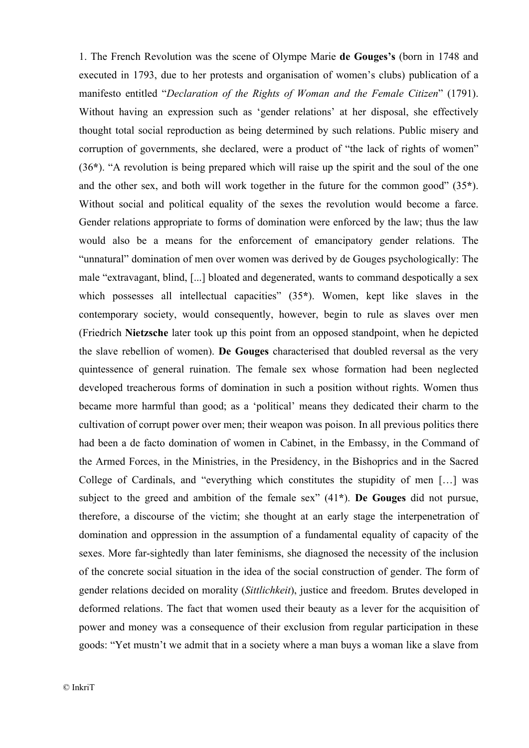1. The French Revolution was the scene of Olympe Marie **de Gouges's** (born in 1748 and executed in 1793, due to her protests and organisation of women's clubs) publication of a manifesto entitled "*Declaration of the Rights of Woman and the Female Citizen*" (1791). Without having an expression such as 'gender relations' at her disposal, she effectively thought total social reproduction as being determined by such relations. Public misery and corruption of governments, she declared, were a product of "the lack of rights of women" (36**\***). "A revolution is being prepared which will raise up the spirit and the soul of the one and the other sex, and both will work together in the future for the common good" (35**\***). Without social and political equality of the sexes the revolution would become a farce. Gender relations appropriate to forms of domination were enforced by the law; thus the law would also be a means for the enforcement of emancipatory gender relations. The "unnatural" domination of men over women was derived by de Gouges psychologically: The male "extravagant, blind, [...] bloated and degenerated, wants to command despotically a sex which possesses all intellectual capacities" (35**\***). Women, kept like slaves in the contemporary society, would consequently, however, begin to rule as slaves over men (Friedrich **Nietzsche** later took up this point from an opposed standpoint, when he depicted the slave rebellion of women). **De Gouges** characterised that doubled reversal as the very quintessence of general ruination. The female sex whose formation had been neglected developed treacherous forms of domination in such a position without rights. Women thus became more harmful than good; as a 'political' means they dedicated their charm to the cultivation of corrupt power over men; their weapon was poison. In all previous politics there had been a de facto domination of women in Cabinet, in the Embassy, in the Command of the Armed Forces, in the Ministries, in the Presidency, in the Bishoprics and in the Sacred College of Cardinals, and "everything which constitutes the stupidity of men […] was subject to the greed and ambition of the female sex" (41**\***). **De Gouges** did not pursue, therefore, a discourse of the victim; she thought at an early stage the interpenetration of domination and oppression in the assumption of a fundamental equality of capacity of the sexes. More far-sightedly than later feminisms, she diagnosed the necessity of the inclusion of the concrete social situation in the idea of the social construction of gender. The form of gender relations decided on morality (*Sittlichkeit*), justice and freedom. Brutes developed in deformed relations. The fact that women used their beauty as a lever for the acquisition of power and money was a consequence of their exclusion from regular participation in these goods: "Yet mustn't we admit that in a society where a man buys a woman like a slave from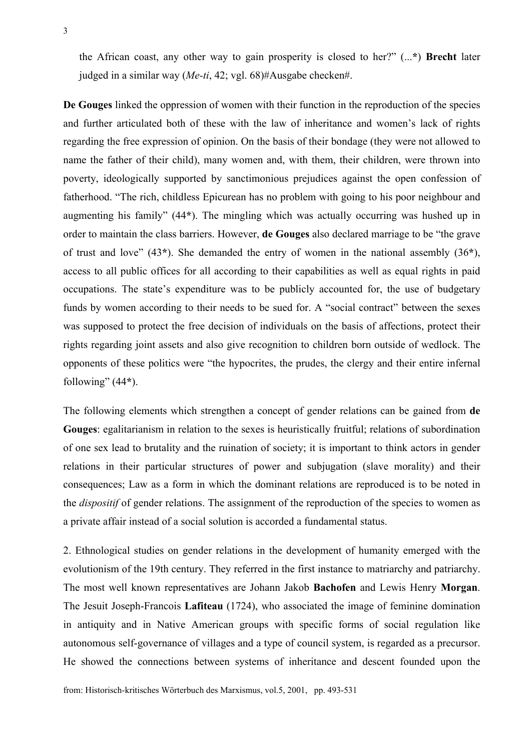the African coast, any other way to gain prosperity is closed to her?" (...*) **Brecht** later judged in a similar way (*Me-ti*, 42; vgl. 68)#Ausgabe checken#.

**De Gouges** linked the oppression of women with their function in the reproduction of the species and further articulated both of these with the law of inheritance and women's lack of rights regarding the free expression of opinion. On the basis of their bondage (they were not allowed to name the father of their child), many women and, with them, their children, were thrown into poverty, ideologically supported by sanctimonious prejudices against the open confession of fatherhood. "The rich, childless Epicurean has no problem with going to his poor neighbour and augmenting his family" (44*). The mingling which was actually occurring was hushed up in order to maintain the class barriers. However, **de Gouges** also declared marriage to be "the grave of trust and love" (43*). She demanded the entry of women in the national assembly (36*), access to all public offices for all according to their capabilities as well as equal rights in paid occupations. The state's expenditure was to be publicly accounted for, the use of budgetary funds by women according to their needs to be sued for. A "social contract" between the sexes was supposed to protect the free decision of individuals on the basis of affections, protect their rights regarding joint assets and also give recognition to children born outside of wedlock. The opponents of these politics were "the hypocrites, the prudes, the clergy and their entire infernal following" (44*).

The following elements which strengthen a concept of gender relations can be gained from **de Gouges**: egalitarianism in relation to the sexes is heuristically fruitful; relations of subordination of one sex lead to brutality and the ruination of society; it is important to think actors in gender relations in their particular structures of power and subjugation (slave morality) and their consequences; Law as a form in which the dominant relations are reproduced is to be noted in the *dispositif* of gender relations. The assignment of the reproduction of the species to women as a private affair instead of a social solution is accorded a fundamental status.

2. Ethnological studies on gender relations in the development of humanity emerged with the evolutionism of the 19th century. They referred in the first instance to matriarchy and patriarchy. The most well known representatives are Johann Jakob **Bachofen** and Lewis Henry **Morgan**. The Jesuit Joseph-Francois **Lafiteau** (1724), who associated the image of feminine domination in antiquity and in Native American groups with specific forms of social regulation like autonomous self-governance of villages and a type of council system, is regarded as a precursor. He showed the connections between systems of inheritance and descent founded upon the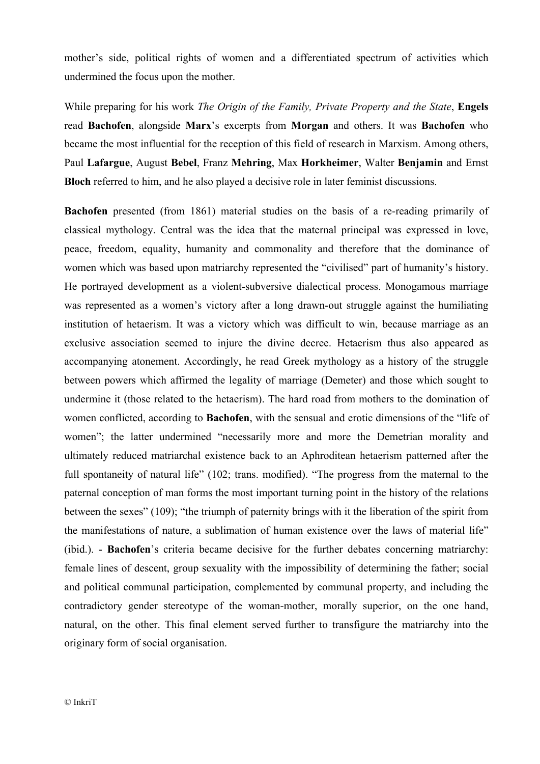mother's side, political rights of women and a differentiated spectrum of activities which undermined the focus upon the mother.

While preparing for his work *The Origin of the Family, Private Property and the State*, **Engels** read **Bachofen**, alongside **Marx**'s excerpts from **Morgan** and others. It was **Bachofen** who became the most influential for the reception of this field of research in Marxism. Among others, Paul **Lafargue**, August **Bebel**, Franz **Mehring**, Max **Horkheimer**, Walter **Benjamin** and Ernst **Bloch** referred to him, and he also played a decisive role in later feminist discussions.

**Bachofen** presented (from 1861) material studies on the basis of a re-reading primarily of classical mythology. Central was the idea that the maternal principal was expressed in love, peace, freedom, equality, humanity and commonality and therefore that the dominance of women which was based upon matriarchy represented the "civilised" part of humanity's history. He portrayed development as a violent-subversive dialectical process. Monogamous marriage was represented as a women's victory after a long drawn-out struggle against the humiliating institution of hetaerism. It was a victory which was difficult to win, because marriage as an exclusive association seemed to injure the divine decree. Hetaerism thus also appeared as accompanying atonement. Accordingly, he read Greek mythology as a history of the struggle between powers which affirmed the legality of marriage (Demeter) and those which sought to undermine it (those related to the hetaerism). The hard road from mothers to the domination of women conflicted, according to **Bachofen**, with the sensual and erotic dimensions of the "life of women"; the latter undermined "necessarily more and more the Demetrian morality and ultimately reduced matriarchal existence back to an Aphroditean hetaerism patterned after the full spontaneity of natural life" (102; trans. modified). "The progress from the maternal to the paternal conception of man forms the most important turning point in the history of the relations between the sexes" (109); "the triumph of paternity brings with it the liberation of the spirit from the manifestations of nature, a sublimation of human existence over the laws of material life" (ibid.). - **Bachofen**'s criteria became decisive for the further debates concerning matriarchy: female lines of descent, group sexuality with the impossibility of determining the father; social and political communal participation, complemented by communal property, and including the contradictory gender stereotype of the woman-mother, morally superior, on the one hand, natural, on the other. This final element served further to transfigure the matriarchy into the originary form of social organisation.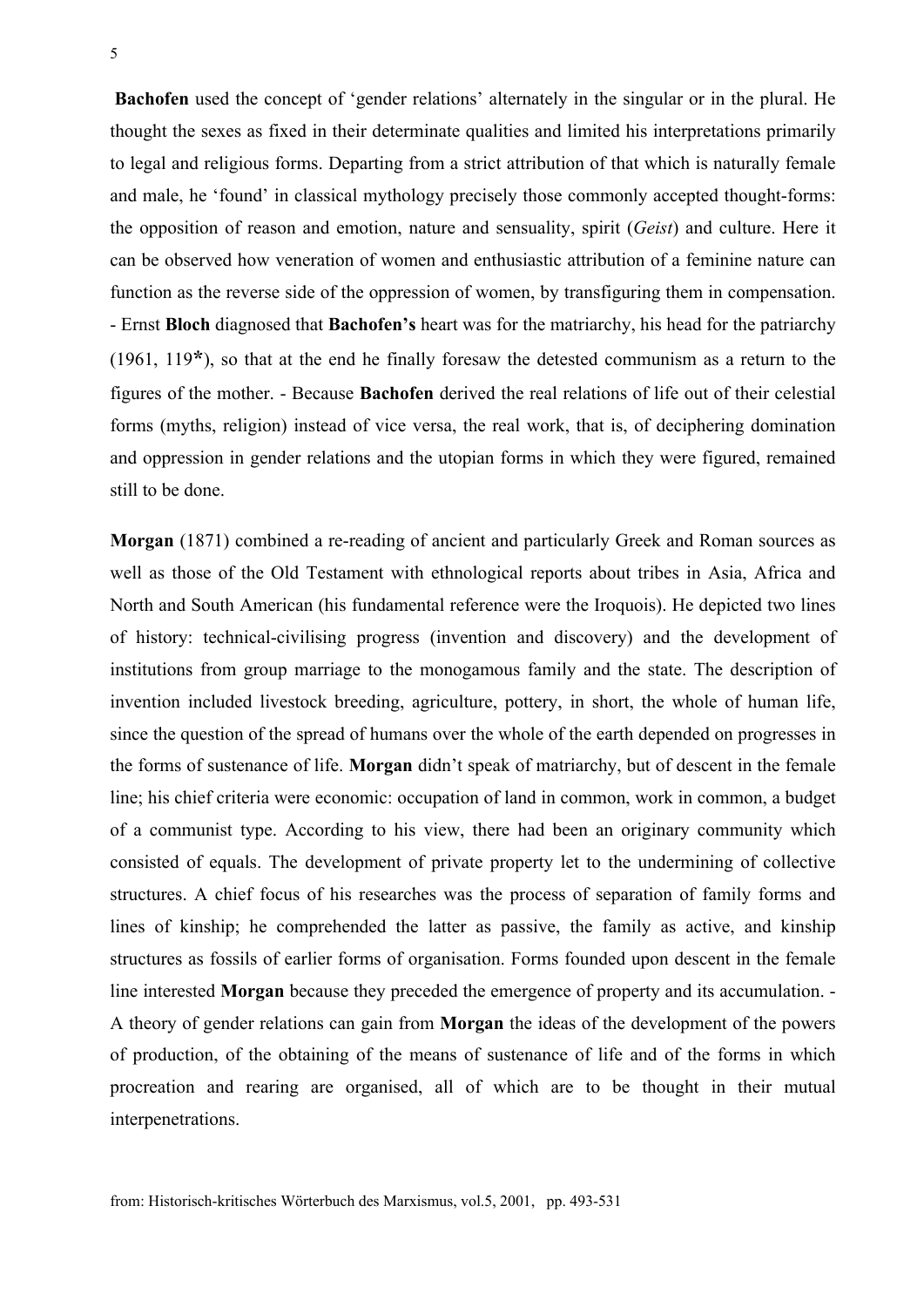**Bachofen** used the concept of 'gender relations' alternately in the singular or in the plural. He thought the sexes as fixed in their determinate qualities and limited his interpretations primarily to legal and religious forms. Departing from a strict attribution of that which is naturally female and male, he 'found' in classical mythology precisely those commonly accepted thought-forms: the opposition of reason and emotion, nature and sensuality, spirit (*Geist*) and culture. Here it can be observed how veneration of women and enthusiastic attribution of a feminine nature can function as the reverse side of the oppression of women, by transfiguring them in compensation. - Ernst **Bloch** diagnosed that **Bachofen's** heart was for the matriarchy, his head for the patriarchy (1961, 119**\***), so that at the end he finally foresaw the detested communism as a return to the figures of the mother. - Because **Bachofen** derived the real relations of life out of their celestial forms (myths, religion) instead of vice versa, the real work, that is, of deciphering domination and oppression in gender relations and the utopian forms in which they were figured, remained still to be done.

**Morgan** (1871) combined a re-reading of ancient and particularly Greek and Roman sources as well as those of the Old Testament with ethnological reports about tribes in Asia, Africa and North and South American (his fundamental reference were the Iroquois). He depicted two lines of history: technical-civilising progress (invention and discovery) and the development of institutions from group marriage to the monogamous family and the state. The description of invention included livestock breeding, agriculture, pottery, in short, the whole of human life, since the question of the spread of humans over the whole of the earth depended on progresses in the forms of sustenance of life. **Morgan** didn't speak of matriarchy, but of descent in the female line; his chief criteria were economic: occupation of land in common, work in common, a budget of a communist type. According to his view, there had been an originary community which consisted of equals. The development of private property let to the undermining of collective structures. A chief focus of his researches was the process of separation of family forms and lines of kinship; he comprehended the latter as passive, the family as active, and kinship structures as fossils of earlier forms of organisation. Forms founded upon descent in the female line interested **Morgan** because they preceded the emergence of property and its accumulation. - A theory of gender relations can gain from **Morgan** the ideas of the development of the powers of production, of the obtaining of the means of sustenance of life and of the forms in which procreation and rearing are organised, all of which are to be thought in their mutual interpenetrations.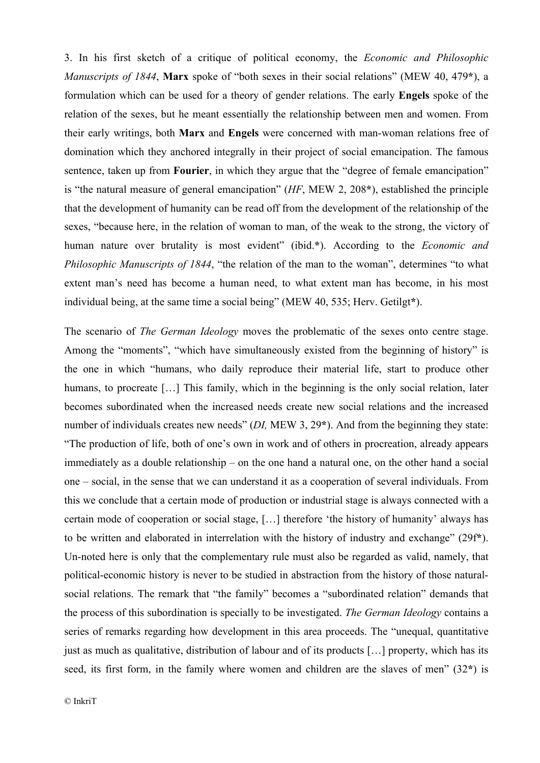3. In his first sketch of a critique of political economy, the *Economic and Philosophic Manuscripts of 1844*, **Marx** spoke of "both sexes in their social relations" (MEW 40, 479*), a formulation which can be used for a theory of gender relations. The early **Engels** spoke of the relation of the sexes, but he meant essentially the relationship between men and women. From their early writings, both **Marx** and **Engels** were concerned with man-woman relations free of domination which they anchored integrally in their project of social emancipation. The famous sentence, taken up from **Fourier**, in which they argue that the "degree of female emancipation" is "the natural measure of general emancipation" (*HF*, MEW 2, 208*), established the principle that the development of humanity can be read off from the development of the relationship of the sexes, "because here, in the relation of woman to man, of the weak to the strong, the victory of human nature over brutality is most evident" (ibid.*). According to the *Economic and Philosophic Manuscripts of 1844*, "the relation of the man to the woman", determines "to what extent man's need has become a human need, to what extent man has become, in his most individual being, at the same time a social being" (MEW 40, 535; Herv. Getilgt*).

The scenario of *The German Ideology* moves the problematic of the sexes onto centre stage. Among the "moments", "which have simultaneously existed from the beginning of history" is the one in which "humans, who daily reproduce their material life, start to produce other humans, to procreate […] This family, which in the beginning is the only social relation, later becomes subordinated when the increased needs create new social relations and the increased number of individuals creates new needs" (*DI,* MEW 3, 29*). And from the beginning they state: "The production of life, both of one's own in work and of others in procreation, already appears immediately as a double relationship – on the one hand a natural one, on the other hand a social one – social, in the sense that we can understand it as a cooperation of several individuals. From this we conclude that a certain mode of production or industrial stage is always connected with a certain mode of cooperation or social stage, […] therefore 'the history of humanity' always has to be written and elaborated in interrelation with the history of industry and exchange" (29f*). Un-noted here is only that the complementary rule must also be regarded as valid, namely, that political-economic history is never to be studied in abstraction from the history of those natural-social relations. The remark that "the family" becomes a "subordinated relation" demands that the process of this subordination is specially to be investigated. *The German Ideology* contains a series of remarks regarding how development in this area proceeds. The "unequal, quantitative just as much as qualitative, distribution of labour and of its products […] property, which has its seed, its first form, in the family where women and children are the slaves of men" (32*) is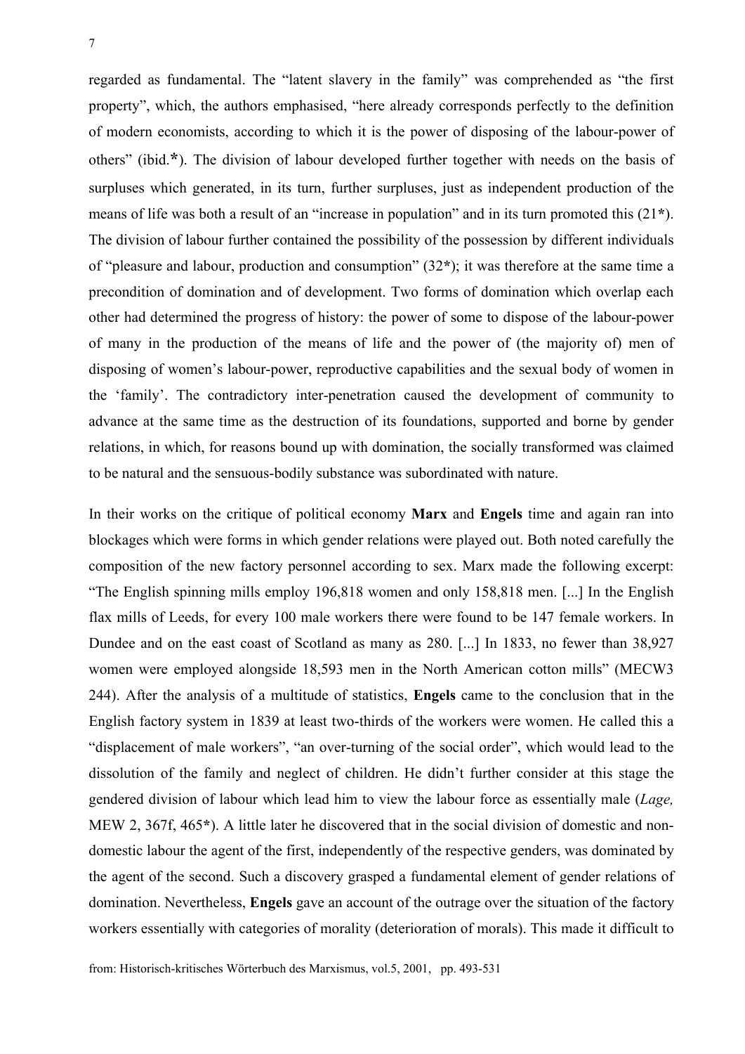regarded as fundamental. The "latent slavery in the family" was comprehended as "the first property", which, the authors emphasised, "here already corresponds perfectly to the definition of modern economists, according to which it is the power of disposing of the labour-power of others" (ibid.*). The division of labour developed further together with needs on the basis of surpluses which generated, in its turn, further surpluses, just as independent production of the means of life was both a result of an "increase in population" and in its turn promoted this (21*). The division of labour further contained the possibility of the possession by different individuals of "pleasure and labour, production and consumption" (32*); it was therefore at the same time a precondition of domination and of development. Two forms of domination which overlap each other had determined the progress of history: the power of some to dispose of the labour-power of many in the production of the means of life and the power of (the majority of) men of disposing of women's labour-power, reproductive capabilities and the sexual body of women in the 'family'. The contradictory inter-penetration caused the development of community to advance at the same time as the destruction of its foundations, supported and borne by gender relations, in which, for reasons bound up with domination, the socially transformed was claimed to be natural and the sensuous-bodily substance was subordinated with nature.

In their works on the critique of political economy **Marx** and **Engels** time and again ran into blockages which were forms in which gender relations were played out. Both noted carefully the composition of the new factory personnel according to sex. Marx made the following excerpt: "The English spinning mills employ 196,818 women and only 158,818 men. [...] In the English flax mills of Leeds, for every 100 male workers there were found to be 147 female workers. In Dundee and on the east coast of Scotland as many as 280. [...] In 1833, no fewer than 38,927 women were employed alongside 18,593 men in the North American cotton mills" (MECW3 244). After the analysis of a multitude of statistics, **Engels** came to the conclusion that in the English factory system in 1839 at least two-thirds of the workers were women. He called this a "displacement of male workers", "an over-turning of the social order", which would lead to the dissolution of the family and neglect of children. He didn't further consider at this stage the gendered division of labour which lead him to view the labour force as essentially male (*Lage,* MEW 2, 367f, 465*). A little later he discovered that in the social division of domestic and non-domestic labour the agent of the first, independently of the respective genders, was dominated by the agent of the second. Such a discovery grasped a fundamental element of gender relations of domination. Nevertheless, **Engels** gave an account of the outrage over the situation of the factory workers essentially with categories of morality (deterioration of morals). This made it difficult to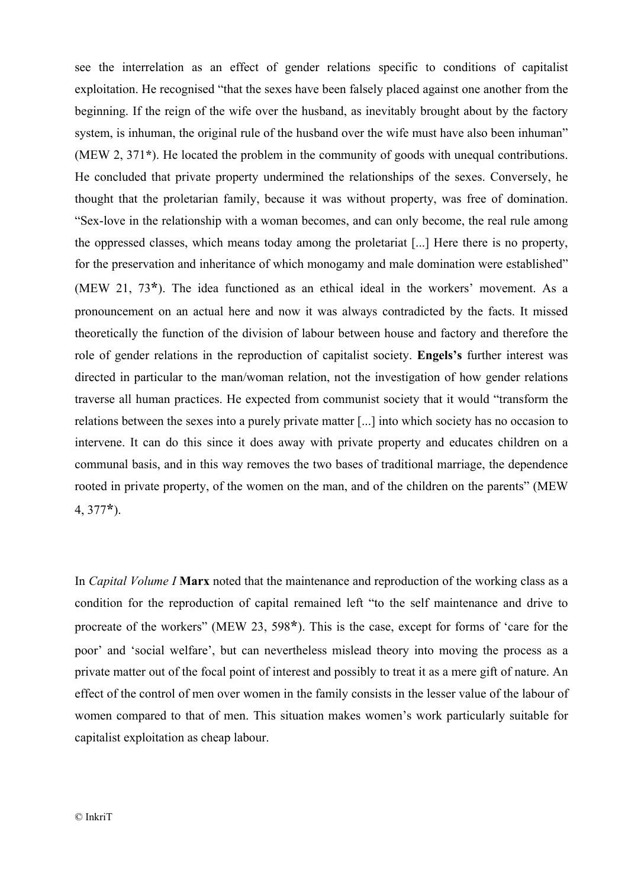see the interrelation as an effect of gender relations specific to conditions of capitalist exploitation. He recognised "that the sexes have been falsely placed against one another from the beginning. If the reign of the wife over the husband, as inevitably brought about by the factory system, is inhuman, the original rule of the husband over the wife must have also been inhuman" (MEW 2, 371*). He located the problem in the community of goods with unequal contributions. He concluded that private property undermined the relationships of the sexes. Conversely, he thought that the proletarian family, because it was without property, was free of domination. "Sex-love in the relationship with a woman becomes, and can only become, the real rule among the oppressed classes, which means today among the proletariat [...] Here there is no property, for the preservation and inheritance of which monogamy and male domination were established" (MEW 21, 73*). The idea functioned as an ethical ideal in the workers' movement. As a pronouncement on an actual here and now it was always contradicted by the facts. It missed theoretically the function of the division of labour between house and factory and therefore the role of gender relations in the reproduction of capitalist society. **Engels's** further interest was directed in particular to the man/woman relation, not the investigation of how gender relations traverse all human practices. He expected from communist society that it would "transform the relations between the sexes into a purely private matter [...] into which society has no occasion to intervene. It can do this since it does away with private property and educates children on a communal basis, and in this way removes the two bases of traditional marriage, the dependence rooted in private property, of the women on the man, and of the children on the parents" (MEW 4, 377*).

In *Capital Volume I* **Marx** noted that the maintenance and reproduction of the working class as a condition for the reproduction of capital remained left "to the self maintenance and drive to procreate of the workers" (MEW 23, 598*). This is the case, except for forms of 'care for the poor' and 'social welfare', but can nevertheless mislead theory into moving the process as a private matter out of the focal point of interest and possibly to treat it as a mere gift of nature. An effect of the control of men over women in the family consists in the lesser value of the labour of women compared to that of men. This situation makes women's work particularly suitable for capitalist exploitation as cheap labour.

© InkriT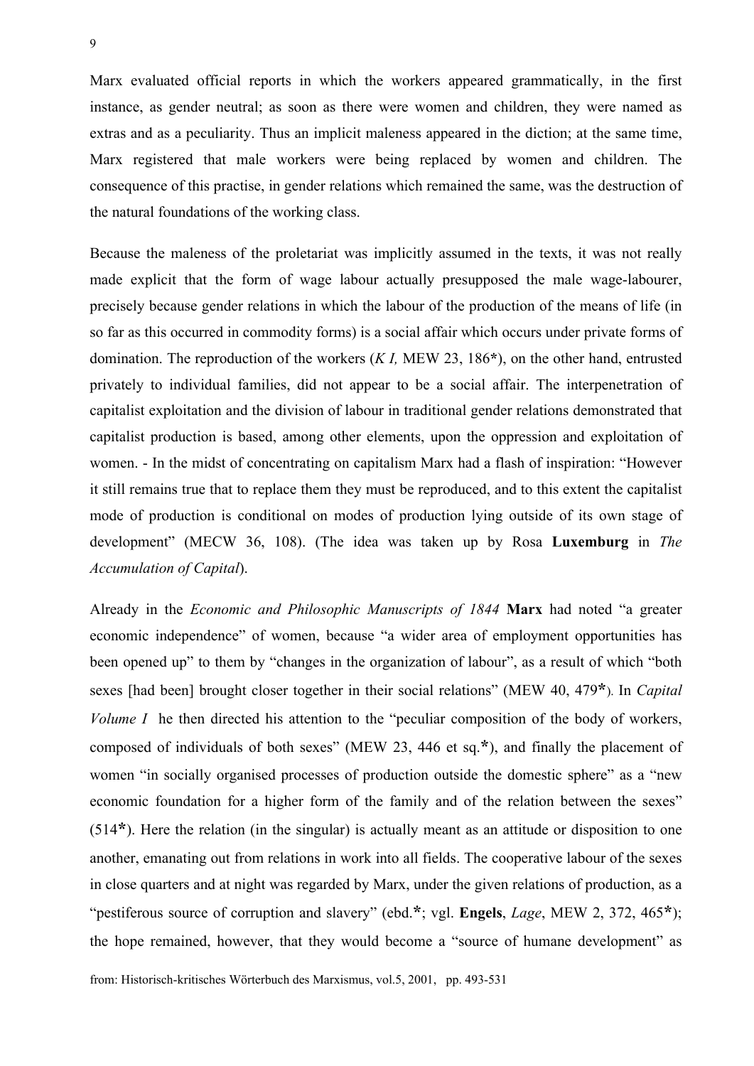Marx evaluated official reports in which the workers appeared grammatically, in the first instance, as gender neutral; as soon as there were women and children, they were named as extras and as a peculiarity. Thus an implicit maleness appeared in the diction; at the same time, Marx registered that male workers were being replaced by women and children. The consequence of this practise, in gender relations which remained the same, was the destruction of the natural foundations of the working class.

Because the maleness of the proletariat was implicitly assumed in the texts, it was not really made explicit that the form of wage labour actually presupposed the male wage-labourer, precisely because gender relations in which the labour of the production of the means of life (in so far as this occurred in commodity forms) is a social affair which occurs under private forms of domination. The reproduction of the workers (*K I,* MEW 23, 186*), on the other hand, entrusted privately to individual families, did not appear to be a social affair. The interpenetration of capitalist exploitation and the division of labour in traditional gender relations demonstrated that capitalist production is based, among other elements, upon the oppression and exploitation of women. - In the midst of concentrating on capitalism Marx had a flash of inspiration: "However it still remains true that to replace them they must be reproduced, and to this extent the capitalist mode of production is conditional on modes of production lying outside of its own stage of development" (MECW 36, 108). (The idea was taken up by Rosa **Luxemburg** in *The Accumulation of Capital*).

Already in the *Economic and Philosophic Manuscripts of 1844* **Marx** had noted "a greater economic independence" of women, because "a wider area of employment opportunities has been opened up" to them by "changes in the organization of labour", as a result of which "both sexes [had been] brought closer together in their social relations" (MEW 40, 479*). In *Capital Volume I* he then directed his attention to the "peculiar composition of the body of workers, composed of individuals of both sexes" (MEW 23, 446 et sq.*), and finally the placement of women "in socially organised processes of production outside the domestic sphere" as a "new economic foundation for a higher form of the family and of the relation between the sexes" (514*). Here the relation (in the singular) is actually meant as an attitude or disposition to one another, emanating out from relations in work into all fields. The cooperative labour of the sexes in close quarters and at night was regarded by Marx, under the given relations of production, as a "pestiferous source of corruption and slavery" (ebd.*; vgl. **Engels**, *Lage*, MEW 2, 372, 465*); the hope remained, however, that they would become a "source of humane development" as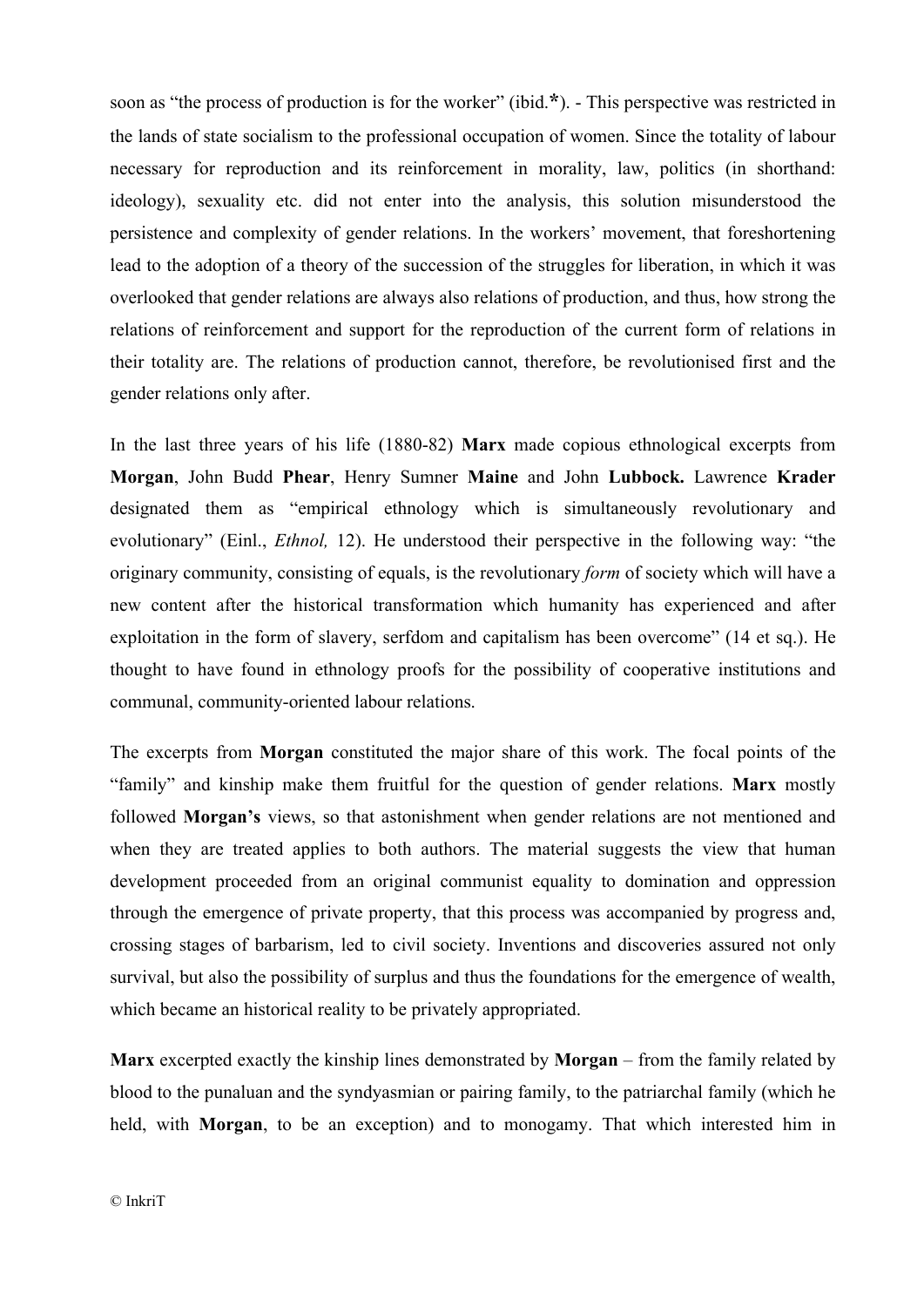soon as “the process of production is for the worker” (ibid.*). - This perspective was restricted in the lands of state socialism to the professional occupation of women. Since the totality of labour necessary for reproduction and its reinforcement in morality, law, politics (in shorthand: ideology), sexuality etc. did not enter into the analysis, this solution misunderstood the persistence and complexity of gender relations. In the workers’ movement, that foreshortening lead to the adoption of a theory of the succession of the struggles for liberation, in which it was overlooked that gender relations are always also relations of production, and thus, how strong the relations of reinforcement and support for the reproduction of the current form of relations in their totality are. The relations of production cannot, therefore, be revolutionised first and the gender relations only after.

In the last three years of his life (1880-82) **Marx** made copious ethnological excerpts from **Morgan**, John Budd **Phear**, Henry Sumner **Maine** and John **Lubbock.** Lawrence **Krader** designated them as “empirical ethnology which is simultaneously revolutionary and evolutionary” (Einl., *Ethnol,* 12). He understood their perspective in the following way: “the originary community, consisting of equals, is the revolutionary *form* of society which will have a new content after the historical transformation which humanity has experienced and after exploitation in the form of slavery, serfdom and capitalism has been overcome” (14 et sq.). He thought to have found in ethnology proofs for the possibility of cooperative institutions and communal, community-oriented labour relations.

The excerpts from **Morgan** constituted the major share of this work. The focal points of the “family” and kinship make them fruitful for the question of gender relations. **Marx** mostly followed **Morgan’s** views, so that astonishment when gender relations are not mentioned and when they are treated applies to both authors. The material suggests the view that human development proceeded from an original communist equality to domination and oppression through the emergence of private property, that this process was accompanied by progress and, crossing stages of barbarism, led to civil society. Inventions and discoveries assured not only survival, but also the possibility of surplus and thus the foundations for the emergence of wealth, which became an historical reality to be privately appropriated.

**Marx** excerpted exactly the kinship lines demonstrated by **Morgan** – from the family related by blood to the punaluan and the syndyasmian or pairing family, to the patriarchal family (which he held, with **Morgan**, to be an exception) and to monogamy. That which interested him in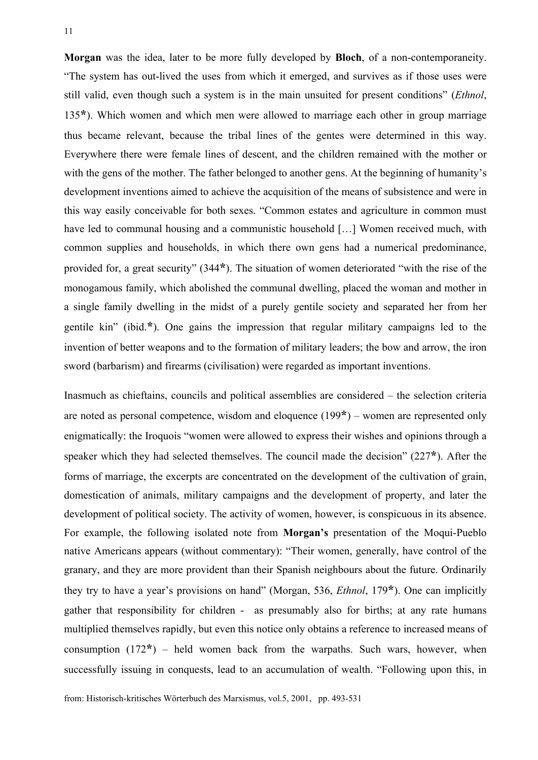**Morgan** was the idea, later to be more fully developed by **Bloch**, of a non-contemporaneity. "The system has out-lived the uses from which it emerged, and survives as if those uses were still valid, even though such a system is in the main unsuited for present conditions" (*Ethnol*, 135*). Which women and which men were allowed to marriage each other in group marriage thus became relevant, because the tribal lines of the gentes were determined in this way. Everywhere there were female lines of descent, and the children remained with the mother or with the gens of the mother. The father belonged to another gens. At the beginning of humanity's development inventions aimed to achieve the acquisition of the means of subsistence and were in this way easily conceivable for both sexes. "Common estates and agriculture in common must have led to communal housing and a communistic household […] Women received much, with common supplies and households, in which there own gens had a numerical predominance, provided for, a great security" (344*). The situation of women deteriorated "with the rise of the monogamous family, which abolished the communal dwelling, placed the woman and mother in a single family dwelling in the midst of a purely gentile society and separated her from her gentile kin" (ibid.*). One gains the impression that regular military campaigns led to the invention of better weapons and to the formation of military leaders; the bow and arrow, the iron sword (barbarism) and firearms (civilisation) were regarded as important inventions.

Inasmuch as chieftains, councils and political assemblies are considered – the selection criteria are noted as personal competence, wisdom and eloquence (199*) – women are represented only enigmatically: the Iroquois "women were allowed to express their wishes and opinions through a speaker which they had selected themselves. The council made the decision" (227*). After the forms of marriage, the excerpts are concentrated on the development of the cultivation of grain, domestication of animals, military campaigns and the development of property, and later the development of political society. The activity of women, however, is conspicuous in its absence. For example, the following isolated note from **Morgan's** presentation of the Moqui-Pueblo native Americans appears (without commentary): "Their women, generally, have control of the granary, and they are more provident than their Spanish neighbours about the future. Ordinarily they try to have a year's provisions on hand" (Morgan, 536, *Ethnol*, 179*). One can implicitly gather that responsibility for children - as presumably also for births; at any rate humans multiplied themselves rapidly, but even this notice only obtains a reference to increased means of consumption (172*) – held women back from the warpaths. Such wars, however, when successfully issuing in conquests, lead to an accumulation of wealth. "Following upon this, in

from: Historisch-kritisches Wörterbuch des Marxismus, vol.5, 2001, pp. 493-531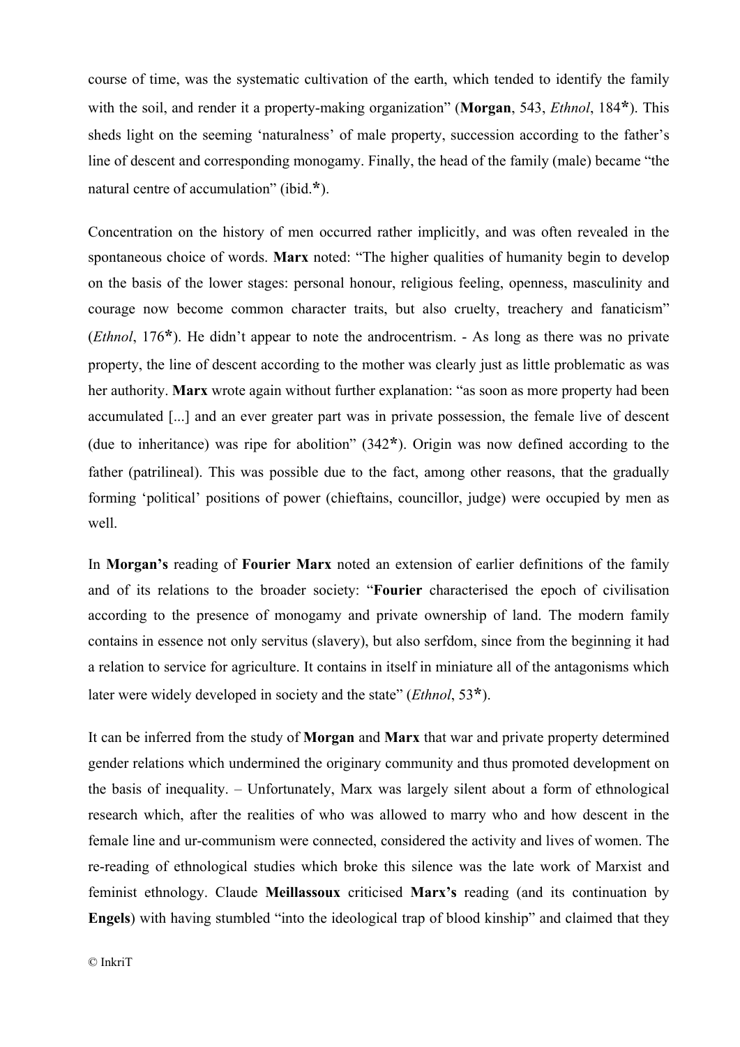course of time, was the systematic cultivation of the earth, which tended to identify the family with the soil, and render it a property-making organization" (**Morgan**, 543, *Ethnol*, 184*). This sheds light on the seeming 'naturalness' of male property, succession according to the father's line of descent and corresponding monogamy. Finally, the head of the family (male) became "the natural centre of accumulation" (ibid.*).

Concentration on the history of men occurred rather implicitly, and was often revealed in the spontaneous choice of words. **Marx** noted: "The higher qualities of humanity begin to develop on the basis of the lower stages: personal honour, religious feeling, openness, masculinity and courage now become common character traits, but also cruelty, treachery and fanaticism" (*Ethnol*, 176*). He didn't appear to note the androcentrism. - As long as there was no private property, the line of descent according to the mother was clearly just as little problematic as was her authority. **Marx** wrote again without further explanation: "as soon as more property had been accumulated [...] and an ever greater part was in private possession, the female live of descent (due to inheritance) was ripe for abolition" (342*). Origin was now defined according to the father (patrilineal). This was possible due to the fact, among other reasons, that the gradually forming 'political' positions of power (chieftains, councillor, judge) were occupied by men as well.

In **Morgan's** reading of **Fourier** **Marx** noted an extension of earlier definitions of the family and of its relations to the broader society: "**Fourier** characterised the epoch of civilisation according to the presence of monogamy and private ownership of land. The modern family contains in essence not only servitus (slavery), but also serfdom, since from the beginning it had a relation to service for agriculture. It contains in itself in miniature all of the antagonisms which later were widely developed in society and the state" (*Ethnol*, 53*).

It can be inferred from the study of **Morgan** and **Marx** that war and private property determined gender relations which undermined the originary community and thus promoted development on the basis of inequality. – Unfortunately, Marx was largely silent about a form of ethnological research which, after the realities of who was allowed to marry who and how descent in the female line and ur-communism were connected, considered the activity and lives of women. The re-reading of ethnological studies which broke this silence was the late work of Marxist and feminist ethnology. Claude **Meillassoux** criticised **Marx's** reading (and its continuation by **Engels**) with having stumbled "into the ideological trap of blood kinship" and claimed that they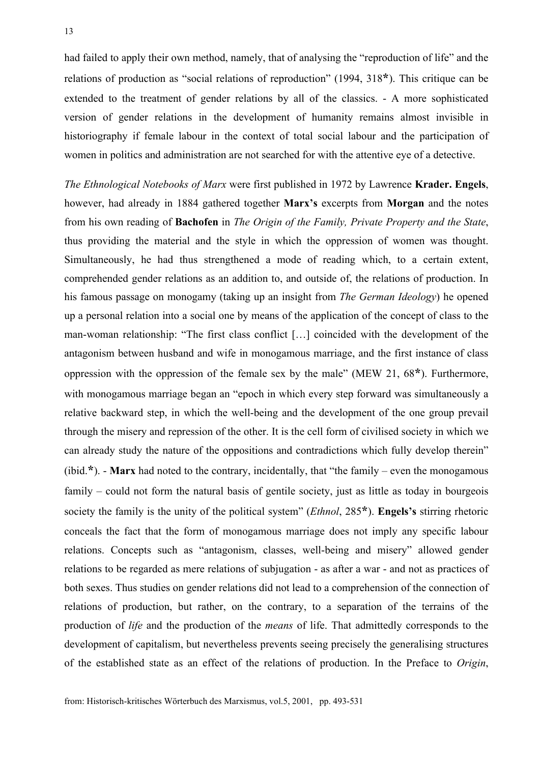had failed to apply their own method, namely, that of analysing the "reproduction of life" and the relations of production as "social relations of reproduction" (1994, 318*). This critique can be extended to the treatment of gender relations by all of the classics. - A more sophisticated version of gender relations in the development of humanity remains almost invisible in historiography if female labour in the context of total social labour and the participation of women in politics and administration are not searched for with the attentive eye of a detective.

*The Ethnological Notebooks of Marx* were first published in 1972 by Lawrence **Krader. Engels**, however, had already in 1884 gathered together **Marx's** excerpts from **Morgan** and the notes from his own reading of **Bachofen** in *The Origin of the Family, Private Property and the State*, thus providing the material and the style in which the oppression of women was thought. Simultaneously, he had thus strengthened a mode of reading which, to a certain extent, comprehended gender relations as an addition to, and outside of, the relations of production. In his famous passage on monogamy (taking up an insight from *The German Ideology*) he opened up a personal relation into a social one by means of the application of the concept of class to the man-woman relationship: "The first class conflict […] coincided with the development of the antagonism between husband and wife in monogamous marriage, and the first instance of class oppression with the oppression of the female sex by the male" (MEW 21, 68*). Furthermore, with monogamous marriage began an "epoch in which every step forward was simultaneously a relative backward step, in which the well-being and the development of the one group prevail through the misery and repression of the other. It is the cell form of civilised society in which we can already study the nature of the oppositions and contradictions which fully develop therein" (ibid.*). - **Marx** had noted to the contrary, incidentally, that "the family – even the monogamous family – could not form the natural basis of gentile society, just as little as today in bourgeois society the family is the unity of the political system" (*Ethnol*, 285*). **Engels's** stirring rhetoric conceals the fact that the form of monogamous marriage does not imply any specific labour relations. Concepts such as "antagonism, classes, well-being and misery" allowed gender relations to be regarded as mere relations of subjugation - as after a war - and not as practices of both sexes. Thus studies on gender relations did not lead to a comprehension of the connection of relations of production, but rather, on the contrary, to a separation of the terrains of the production of *life* and the production of the *means* of life. That admittedly corresponds to the development of capitalism, but nevertheless prevents seeing precisely the generalising structures of the established state as an effect of the relations of production. In the Preface to *Origin*,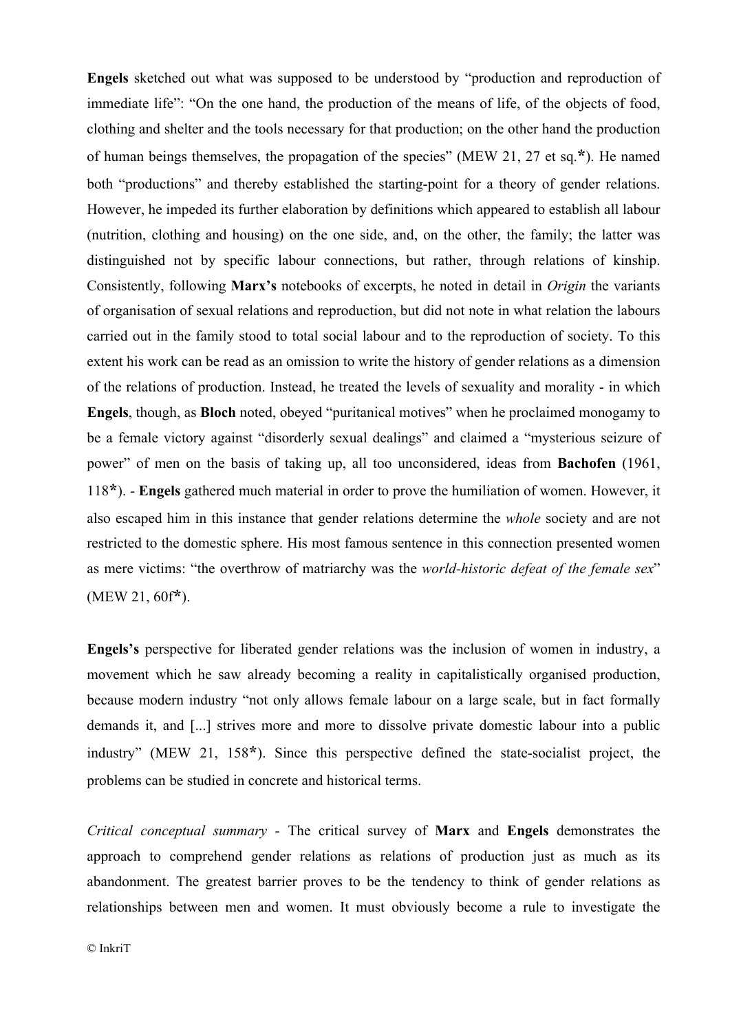**Engels** sketched out what was supposed to be understood by "production and reproduction of immediate life": "On the one hand, the production of the means of life, of the objects of food, clothing and shelter and the tools necessary for that production; on the other hand the production of human beings themselves, the propagation of the species" (MEW 21, 27 et sq.*). He named both "productions" and thereby established the starting-point for a theory of gender relations. However, he impeded its further elaboration by definitions which appeared to establish all labour (nutrition, clothing and housing) on the one side, and, on the other, the family; the latter was distinguished not by specific labour connections, but rather, through relations of kinship. Consistently, following **Marx's** notebooks of excerpts, he noted in detail in *Origin* the variants of organisation of sexual relations and reproduction, but did not note in what relation the labours carried out in the family stood to total social labour and to the reproduction of society. To this extent his work can be read as an omission to write the history of gender relations as a dimension of the relations of production. Instead, he treated the levels of sexuality and morality - in which **Engels**, though, as **Bloch** noted, obeyed "puritanical motives" when he proclaimed monogamy to be a female victory against "disorderly sexual dealings" and claimed a "mysterious seizure of power" of men on the basis of taking up, all too unconsidered, ideas from **Bachofen** (1961, 118*). - **Engels** gathered much material in order to prove the humiliation of women. However, it also escaped him in this instance that gender relations determine the *whole* society and are not restricted to the domestic sphere. His most famous sentence in this connection presented women as mere victims: "the overthrow of matriarchy was the *world-historic defeat of the female sex*" (MEW 21, 60f*).

**Engels's** perspective for liberated gender relations was the inclusion of women in industry, a movement which he saw already becoming a reality in capitalistically organised production, because modern industry "not only allows female labour on a large scale, but in fact formally demands it, and [...] strives more and more to dissolve private domestic labour into a public industry" (MEW 21, 158*). Since this perspective defined the state-socialist project, the problems can be studied in concrete and historical terms.

*Critical conceptual summary* - The critical survey of **Marx** and **Engels** demonstrates the approach to comprehend gender relations as relations of production just as much as its abandonment. The greatest barrier proves to be the tendency to think of gender relations as relationships between men and women. It must obviously become a rule to investigate the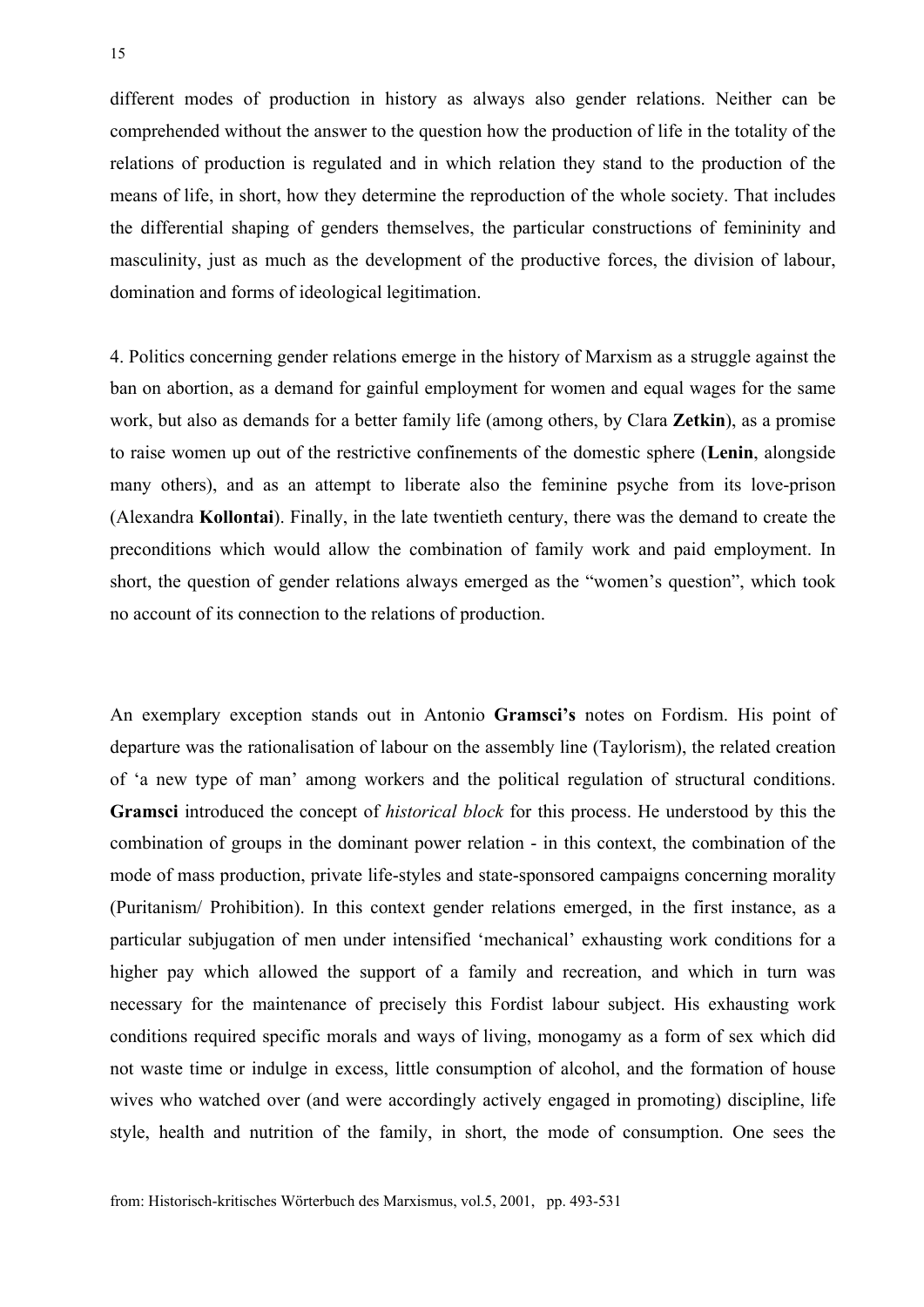different modes of production in history as always also gender relations. Neither can be comprehended without the answer to the question how the production of life in the totality of the relations of production is regulated and in which relation they stand to the production of the means of life, in short, how they determine the reproduction of the whole society. That includes the differential shaping of genders themselves, the particular constructions of femininity and masculinity, just as much as the development of the productive forces, the division of labour, domination and forms of ideological legitimation.

4. Politics concerning gender relations emerge in the history of Marxism as a struggle against the ban on abortion, as a demand for gainful employment for women and equal wages for the same work, but also as demands for a better family life (among others, by Clara **Zetkin**), as a promise to raise women up out of the restrictive confinements of the domestic sphere (**Lenin**, alongside many others), and as an attempt to liberate also the feminine psyche from its love-prison (Alexandra **Kollontai**). Finally, in the late twentieth century, there was the demand to create the preconditions which would allow the combination of family work and paid employment. In short, the question of gender relations always emerged as the "women's question", which took no account of its connection to the relations of production.

An exemplary exception stands out in Antonio **Gramsci's** notes on Fordism. His point of departure was the rationalisation of labour on the assembly line (Taylorism), the related creation of 'a new type of man' among workers and the political regulation of structural conditions. **Gramsci** introduced the concept of *historical block* for this process. He understood by this the combination of groups in the dominant power relation - in this context, the combination of the mode of mass production, private life-styles and state-sponsored campaigns concerning morality (Puritanism/ Prohibition). In this context gender relations emerged, in the first instance, as a particular subjugation of men under intensified 'mechanical' exhausting work conditions for a higher pay which allowed the support of a family and recreation, and which in turn was necessary for the maintenance of precisely this Fordist labour subject. His exhausting work conditions required specific morals and ways of living, monogamy as a form of sex which did not waste time or indulge in excess, little consumption of alcohol, and the formation of house wives who watched over (and were accordingly actively engaged in promoting) discipline, life style, health and nutrition of the family, in short, the mode of consumption. One sees the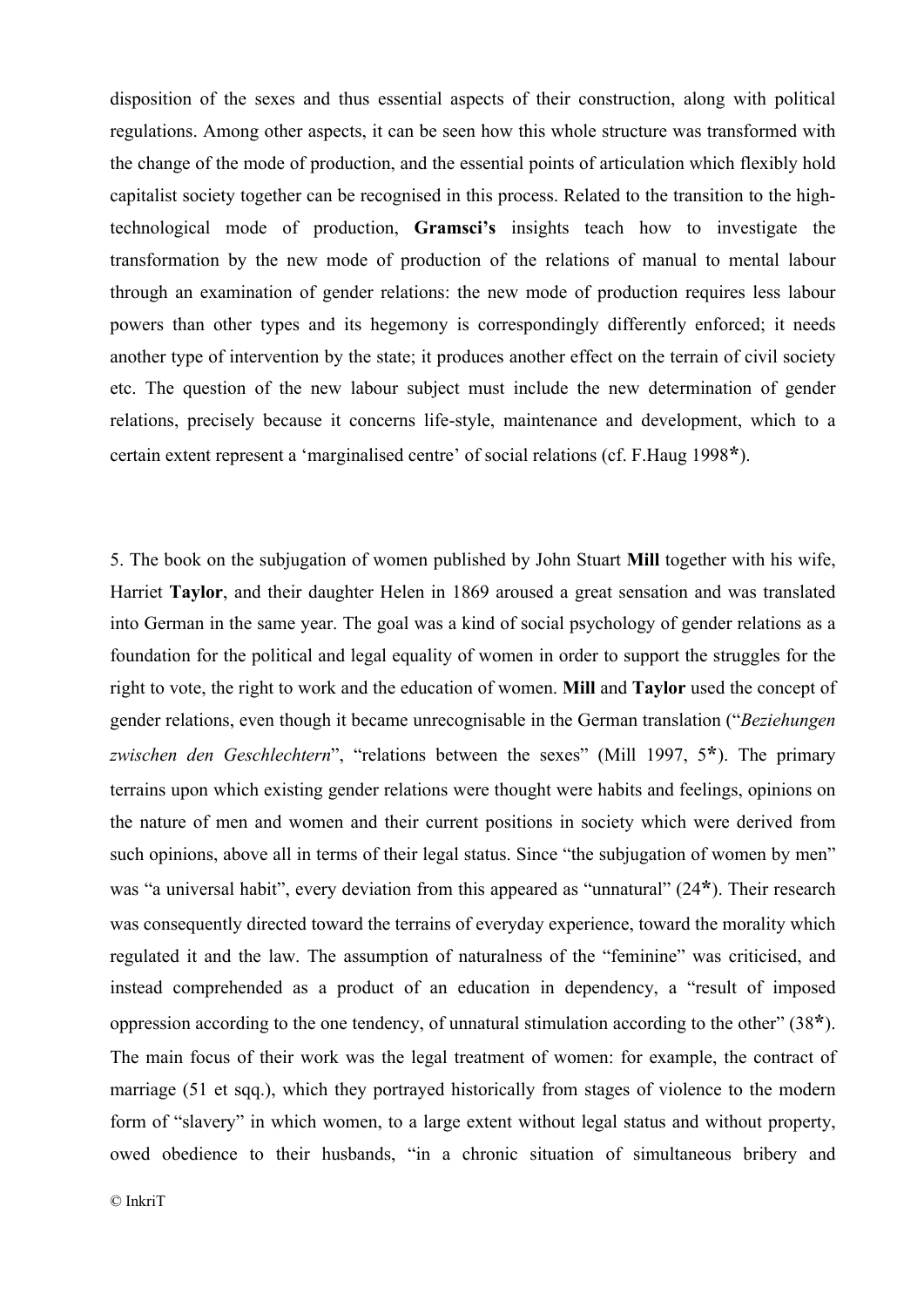disposition of the sexes and thus essential aspects of their construction, along with political regulations. Among other aspects, it can be seen how this whole structure was transformed with the change of the mode of production, and the essential points of articulation which flexibly hold capitalist society together can be recognised in this process. Related to the transition to the high-technological mode of production, **Gramsci's** insights teach how to investigate the transformation by the new mode of production of the relations of manual to mental labour through an examination of gender relations: the new mode of production requires less labour powers than other types and its hegemony is correspondingly differently enforced; it needs another type of intervention by the state; it produces another effect on the terrain of civil society etc. The question of the new labour subject must include the new determination of gender relations, precisely because it concerns life-style, maintenance and development, which to a certain extent represent a 'marginalised centre' of social relations (cf. F.Haug 1998*).

5. The book on the subjugation of women published by John Stuart **Mill** together with his wife, Harriet **Taylor**, and their daughter Helen in 1869 aroused a great sensation and was translated into German in the same year. The goal was a kind of social psychology of gender relations as a foundation for the political and legal equality of women in order to support the struggles for the right to vote, the right to work and the education of women. **Mill** and **Taylor** used the concept of gender relations, even though it became unrecognisable in the German translation ("*Beziehungen zwischen den Geschlechtern*", "relations between the sexes" (Mill 1997, 5*). The primary terrains upon which existing gender relations were thought were habits and feelings, opinions on the nature of men and women and their current positions in society which were derived from such opinions, above all in terms of their legal status. Since "the subjugation of women by men" was "a universal habit", every deviation from this appeared as "unnatural" (24*). Their research was consequently directed toward the terrains of everyday experience, toward the morality which regulated it and the law. The assumption of naturalness of the "feminine" was criticised, and instead comprehended as a product of an education in dependency, a "result of imposed oppression according to the one tendency, of unnatural stimulation according to the other" (38*). The main focus of their work was the legal treatment of women: for example, the contract of marriage (51 et sqq.), which they portrayed historically from stages of violence to the modern form of "slavery" in which women, to a large extent without legal status and without property, owed obedience to their husbands, "in a chronic situation of simultaneous bribery and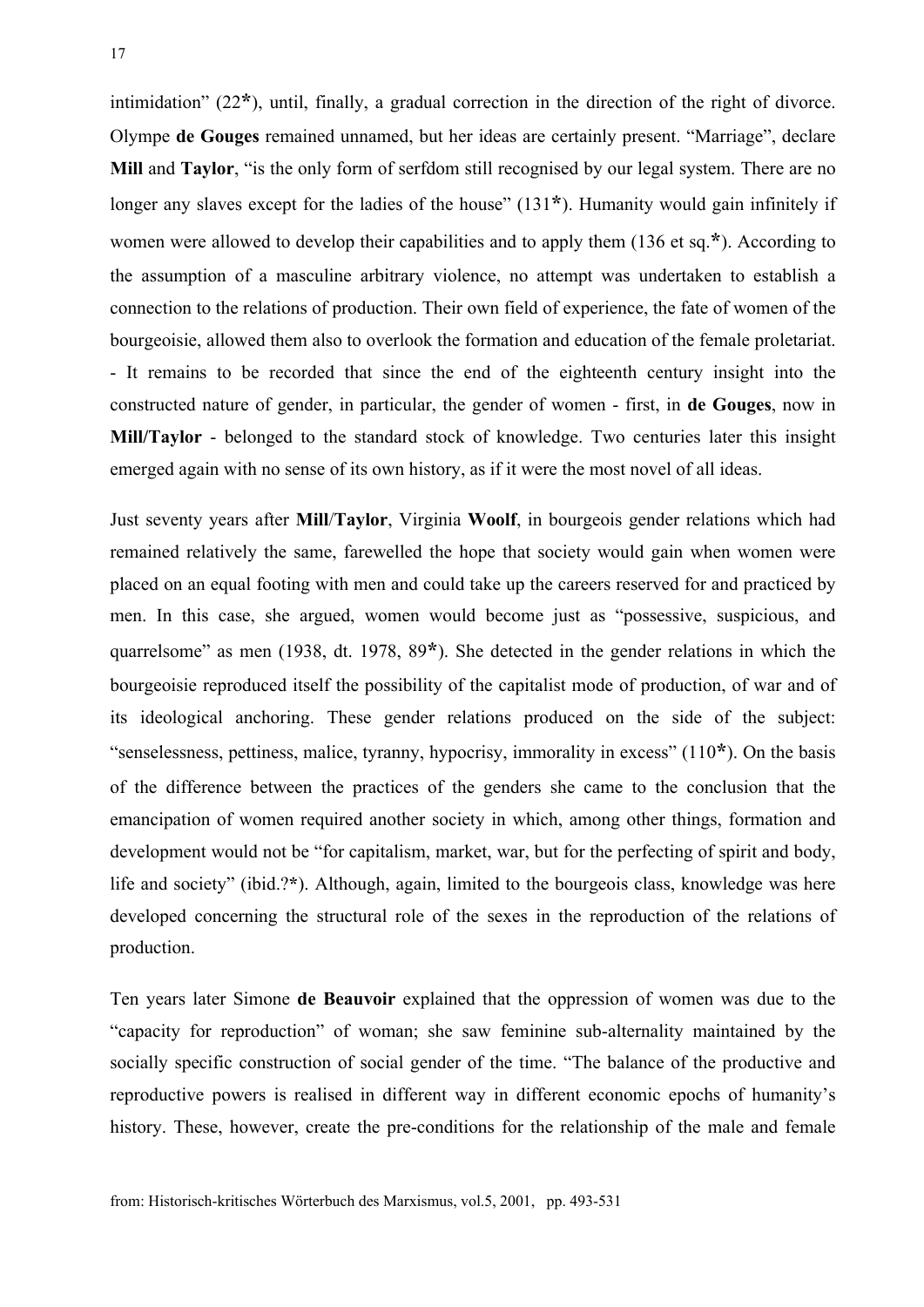intimidation" (22*), until, finally, a gradual correction in the direction of the right of divorce. Olympe **de Gouges** remained unnamed, but her ideas are certainly present. "Marriage", declare **Mill** and **Taylor**, "is the only form of serfdom still recognised by our legal system. There are no longer any slaves except for the ladies of the house" (131*). Humanity would gain infinitely if women were allowed to develop their capabilities and to apply them (136 et sq.*). According to the assumption of a masculine arbitrary violence, no attempt was undertaken to establish a connection to the relations of production. Their own field of experience, the fate of women of the bourgeoisie, allowed them also to overlook the formation and education of the female proletariat. - It remains to be recorded that since the end of the eighteenth century insight into the constructed nature of gender, in particular, the gender of women - first, in **de Gouges**, now in **Mill/Taylor** - belonged to the standard stock of knowledge. Two centuries later this insight emerged again with no sense of its own history, as if it were the most novel of all ideas.

Just seventy years after **Mill**/**Taylor**, Virginia **Woolf**, in bourgeois gender relations which had remained relatively the same, farewelled the hope that society would gain when women were placed on an equal footing with men and could take up the careers reserved for and practiced by men. In this case, she argued, women would become just as "possessive, suspicious, and quarrelsome" as men (1938, dt. 1978, 89*). She detected in the gender relations in which the bourgeoisie reproduced itself the possibility of the capitalist mode of production, of war and of its ideological anchoring. These gender relations produced on the side of the subject: "senselessness, pettiness, malice, tyranny, hypocrisy, immorality in excess" (110*). On the basis of the difference between the practices of the genders she came to the conclusion that the emancipation of women required another society in which, among other things, formation and development would not be "for capitalism, market, war, but for the perfecting of spirit and body, life and society" (ibid.?*). Although, again, limited to the bourgeois class, knowledge was here developed concerning the structural role of the sexes in the reproduction of the relations of production.

Ten years later Simone **de Beauvoir** explained that the oppression of women was due to the "capacity for reproduction" of woman; she saw feminine sub-alternality maintained by the socially specific construction of social gender of the time. "The balance of the productive and reproductive powers is realised in different way in different economic epochs of humanity's history. These, however, create the pre-conditions for the relationship of the male and female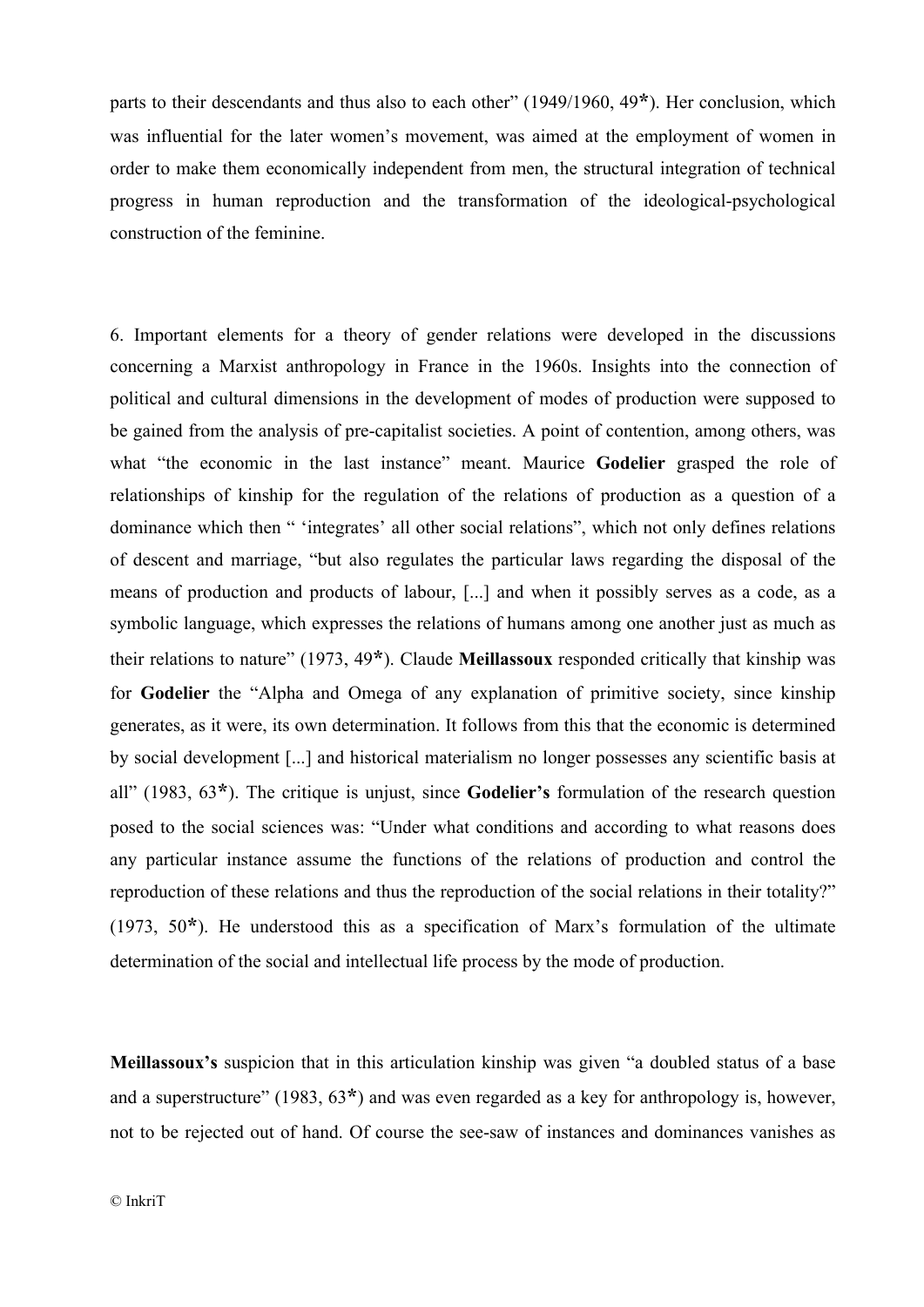parts to their descendants and thus also to each other" (1949/1960, 49*). Her conclusion, which was influential for the later women's movement, was aimed at the employment of women in order to make them economically independent from men, the structural integration of technical progress in human reproduction and the transformation of the ideological-psychological construction of the feminine.

6. Important elements for a theory of gender relations were developed in the discussions concerning a Marxist anthropology in France in the 1960s. Insights into the connection of political and cultural dimensions in the development of modes of production were supposed to be gained from the analysis of pre-capitalist societies. A point of contention, among others, was what "the economic in the last instance" meant. Maurice **Godelier** grasped the role of relationships of kinship for the regulation of the relations of production as a question of a dominance which then " 'integrates' all other social relations", which not only defines relations of descent and marriage, "but also regulates the particular laws regarding the disposal of the means of production and products of labour, [...] and when it possibly serves as a code, as a symbolic language, which expresses the relations of humans among one another just as much as their relations to nature" (1973, 49*). Claude **Meillassoux** responded critically that kinship was for **Godelier** the "Alpha and Omega of any explanation of primitive society, since kinship generates, as it were, its own determination. It follows from this that the economic is determined by social development [...] and historical materialism no longer possesses any scientific basis at all" (1983, 63*). The critique is unjust, since **Godelier's** formulation of the research question posed to the social sciences was: "Under what conditions and according to what reasons does any particular instance assume the functions of the relations of production and control the reproduction of these relations and thus the reproduction of the social relations in their totality?" (1973, 50*). He understood this as a specification of Marx's formulation of the ultimate determination of the social and intellectual life process by the mode of production.

**Meillassoux's** suspicion that in this articulation kinship was given "a doubled status of a base and a superstructure" (1983, 63*) and was even regarded as a key for anthropology is, however, not to be rejected out of hand. Of course the see-saw of instances and dominances vanishes as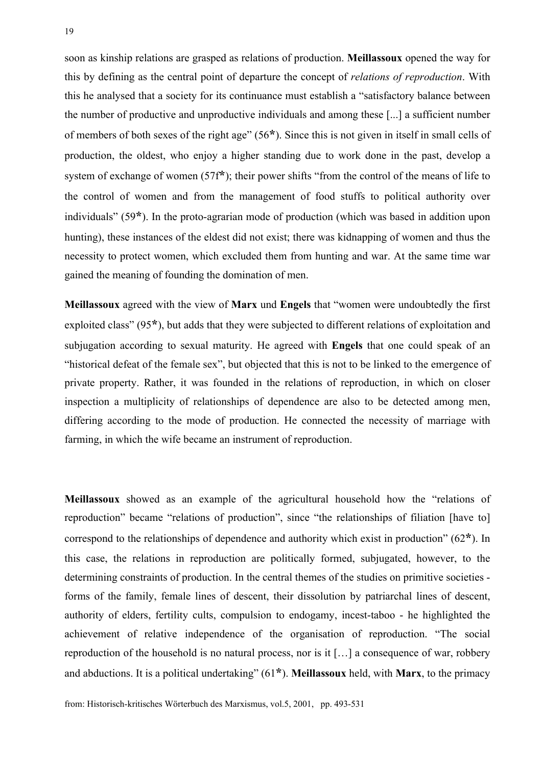soon as kinship relations are grasped as relations of production. **Meillassoux** opened the way for this by defining as the central point of departure the concept of *relations of reproduction*. With this he analysed that a society for its continuance must establish a "satisfactory balance between the number of productive and unproductive individuals and among these [...] a sufficient number of members of both sexes of the right age" (56*). Since this is not given in itself in small cells of production, the oldest, who enjoy a higher standing due to work done in the past, develop a system of exchange of women (57f*); their power shifts "from the control of the means of life to the control of women and from the management of food stuffs to political authority over individuals" (59*). In the proto-agrarian mode of production (which was based in addition upon hunting), these instances of the eldest did not exist; there was kidnapping of women and thus the necessity to protect women, which excluded them from hunting and war. At the same time war gained the meaning of founding the domination of men.

**Meillassoux** agreed with the view of **Marx** und **Engels** that "women were undoubtedly the first exploited class" (95*), but adds that they were subjected to different relations of exploitation and subjugation according to sexual maturity. He agreed with **Engels** that one could speak of an "historical defeat of the female sex", but objected that this is not to be linked to the emergence of private property. Rather, it was founded in the relations of reproduction, in which on closer inspection a multiplicity of relationships of dependence are also to be detected among men, differing according to the mode of production. He connected the necessity of marriage with farming, in which the wife became an instrument of reproduction.

**Meillassoux** showed as an example of the agricultural household how the "relations of reproduction" became "relations of production", since "the relationships of filiation [have to] correspond to the relationships of dependence and authority which exist in production" (62*). In this case, the relations in reproduction are politically formed, subjugated, however, to the determining constraints of production. In the central themes of the studies on primitive societies - forms of the family, female lines of descent, their dissolution by patriarchal lines of descent, authority of elders, fertility cults, compulsion to endogamy, incest-taboo - he highlighted the achievement of relative independence of the organisation of reproduction. "The social reproduction of the household is no natural process, nor is it […] a consequence of war, robbery and abductions. It is a political undertaking" (61*). **Meillassoux** held, with **Marx**, to the primacy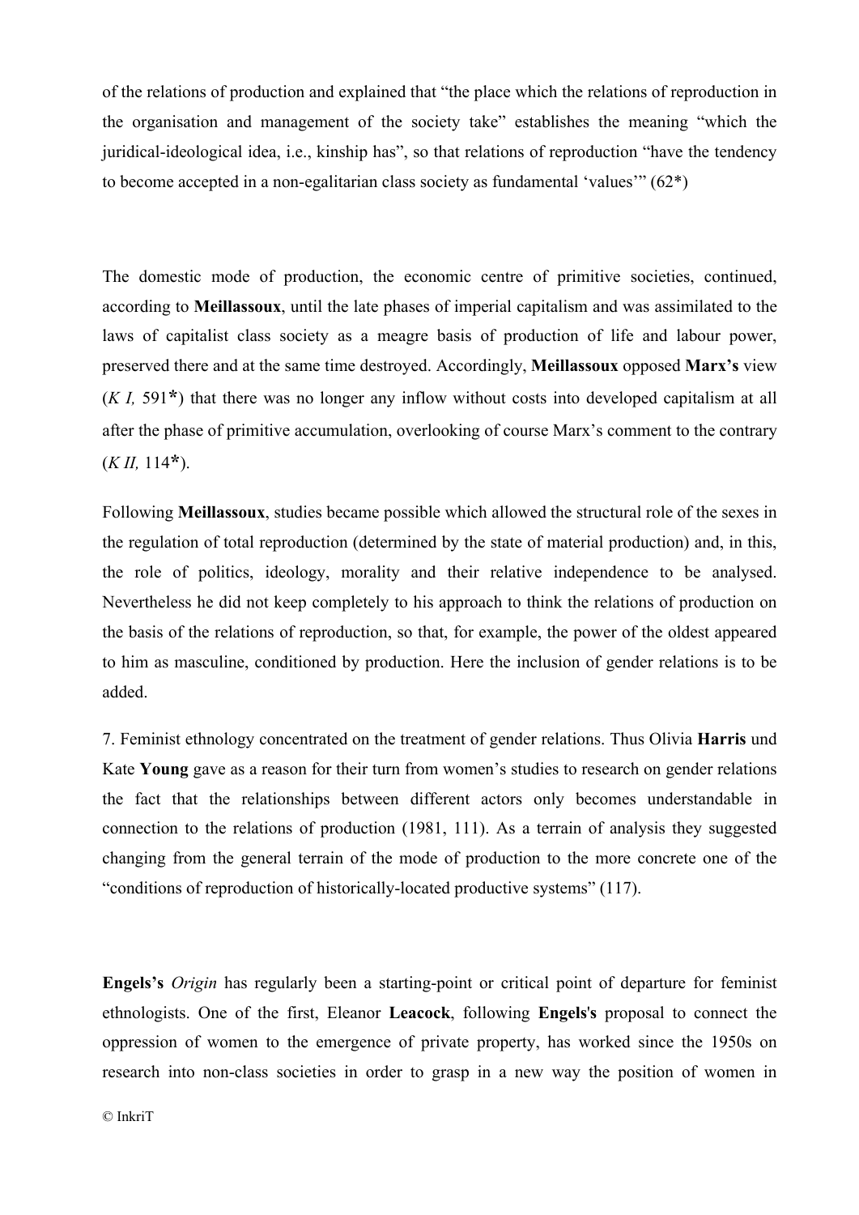of the relations of production and explained that “the place which the relations of reproduction in the organisation and management of the society take” establishes the meaning “which the juridical-ideological idea, i.e., kinship has”, so that relations of reproduction “have the tendency to become accepted in a non-egalitarian class society as fundamental ‘values’” (62*)

The domestic mode of production, the economic centre of primitive societies, continued, according to **Meillassoux**, until the late phases of imperial capitalism and was assimilated to the laws of capitalist class society as a meagre basis of production of life and labour power, preserved there and at the same time destroyed. Accordingly, **Meillassoux** opposed **Marx’s** view (*K I,* 591*) that there was no longer any inflow without costs into developed capitalism at all after the phase of primitive accumulation, overlooking of course Marx’s comment to the contrary (*K II,* 114*).

Following **Meillassoux**, studies became possible which allowed the structural role of the sexes in the regulation of total reproduction (determined by the state of material production) and, in this, the role of politics, ideology, morality and their relative independence to be analysed. Nevertheless he did not keep completely to his approach to think the relations of production on the basis of the relations of reproduction, so that, for example, the power of the oldest appeared to him as masculine, conditioned by production. Here the inclusion of gender relations is to be added.

7. Feminist ethnology concentrated on the treatment of gender relations. Thus Olivia **Harris** und Kate **Young** gave as a reason for their turn from women’s studies to research on gender relations the fact that the relationships between different actors only becomes understandable in connection to the relations of production (1981, 111). As a terrain of analysis they suggested changing from the general terrain of the mode of production to the more concrete one of the “conditions of reproduction of historically-located productive systems” (117).

**Engels’s** *Origin* has regularly been a starting-point or critical point of departure for feminist ethnologists. One of the first, Eleanor **Leacock**, following **Engels's** proposal to connect the oppression of women to the emergence of private property, has worked since the 1950s on research into non-class societies in order to grasp in a new way the position of women in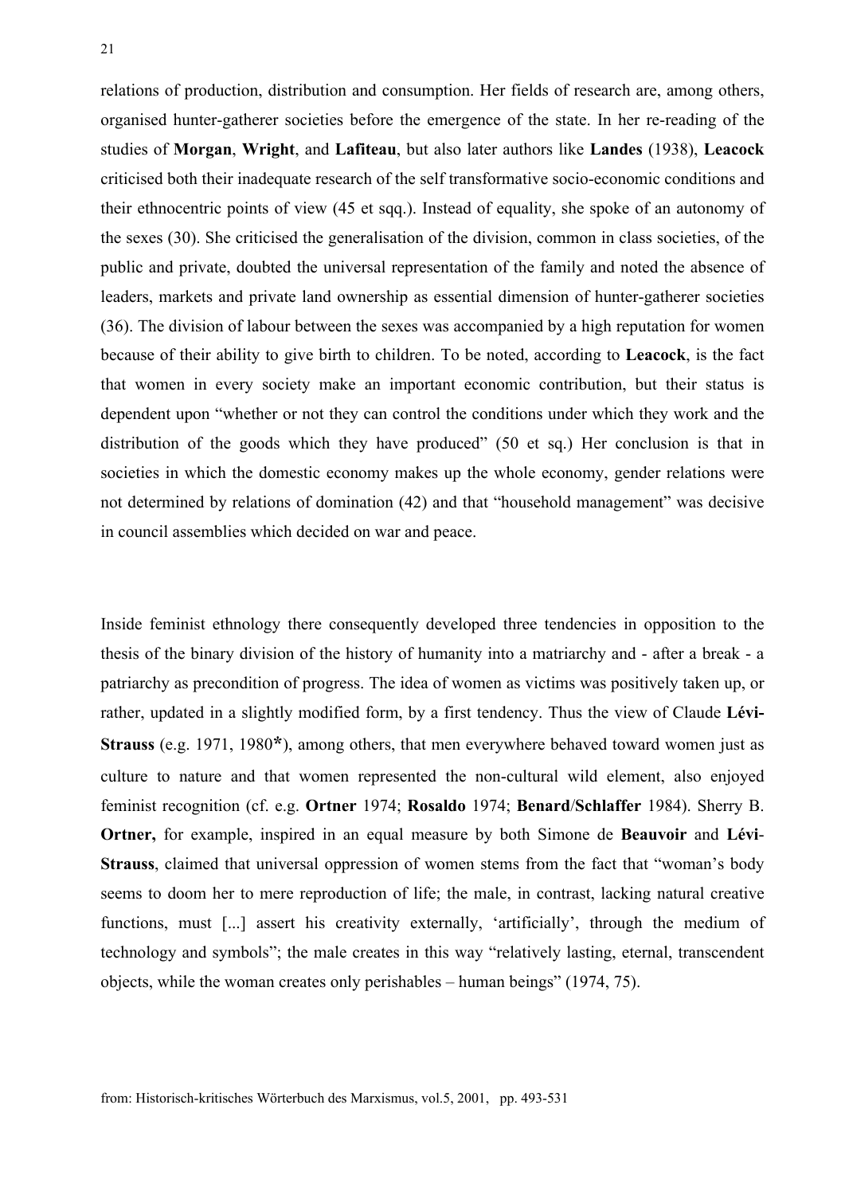relations of production, distribution and consumption. Her fields of research are, among others, organised hunter-gatherer societies before the emergence of the state. In her re-reading of the studies of **Morgan**, **Wright**, and **Lafiteau**, but also later authors like **Landes** (1938), **Leacock** criticised both their inadequate research of the self transformative socio-economic conditions and their ethnocentric points of view (45 et sqq.). Instead of equality, she spoke of an autonomy of the sexes (30). She criticised the generalisation of the division, common in class societies, of the public and private, doubted the universal representation of the family and noted the absence of leaders, markets and private land ownership as essential dimension of hunter-gatherer societies (36). The division of labour between the sexes was accompanied by a high reputation for women because of their ability to give birth to children. To be noted, according to **Leacock**, is the fact that women in every society make an important economic contribution, but their status is dependent upon "whether or not they can control the conditions under which they work and the distribution of the goods which they have produced" (50 et sq.) Her conclusion is that in societies in which the domestic economy makes up the whole economy, gender relations were not determined by relations of domination (42) and that "household management" was decisive in council assemblies which decided on war and peace.

Inside feminist ethnology there consequently developed three tendencies in opposition to the thesis of the binary division of the history of humanity into a matriarchy and - after a break - a patriarchy as precondition of progress. The idea of women as victims was positively taken up, or rather, updated in a slightly modified form, by a first tendency. Thus the view of Claude **Lévi-Strauss** (e.g. 1971, 1980*), among others, that men everywhere behaved toward women just as culture to nature and that women represented the non-cultural wild element, also enjoyed feminist recognition (cf. e.g. **Ortner** 1974; **Rosaldo** 1974; **Benard**/**Schlaffer** 1984). Sherry B. **Ortner,** for example, inspired in an equal measure by both Simone de **Beauvoir** and **Lévi-Strauss**, claimed that universal oppression of women stems from the fact that "woman's body seems to doom her to mere reproduction of life; the male, in contrast, lacking natural creative functions, must [...] assert his creativity externally, 'artificially', through the medium of technology and symbols"; the male creates in this way "relatively lasting, eternal, transcendent objects, while the woman creates only perishables – human beings" (1974, 75).

from: Historisch-kritisches Wörterbuch des Marxismus, vol.5, 2001, pp. 493-531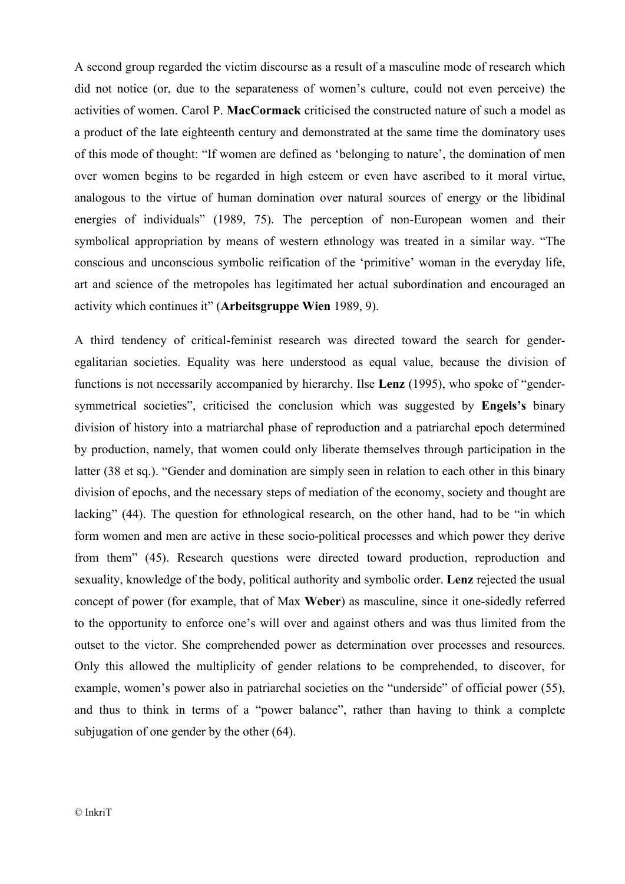A second group regarded the victim discourse as a result of a masculine mode of research which did not notice (or, due to the separateness of women's culture, could not even perceive) the activities of women. Carol P. **MacCormack** criticised the constructed nature of such a model as a product of the late eighteenth century and demonstrated at the same time the dominatory uses of this mode of thought: "If women are defined as 'belonging to nature', the domination of men over women begins to be regarded in high esteem or even have ascribed to it moral virtue, analogous to the virtue of human domination over natural sources of energy or the libidinal energies of individuals" (1989, 75). The perception of non-European women and their symbolical appropriation by means of western ethnology was treated in a similar way. "The conscious and unconscious symbolic reification of the 'primitive' woman in the everyday life, art and science of the metropoles has legitimated her actual subordination and encouraged an activity which continues it" (**Arbeitsgruppe Wien** 1989, 9).

A third tendency of critical-feminist research was directed toward the search for gender-egalitarian societies. Equality was here understood as equal value, because the division of functions is not necessarily accompanied by hierarchy. Ilse **Lenz** (1995), who spoke of "gender-symmetrical societies", criticised the conclusion which was suggested by **Engels's** binary division of history into a matriarchal phase of reproduction and a patriarchal epoch determined by production, namely, that women could only liberate themselves through participation in the latter (38 et sq.). "Gender and domination are simply seen in relation to each other in this binary division of epochs, and the necessary steps of mediation of the economy, society and thought are lacking" (44). The question for ethnological research, on the other hand, had to be "in which form women and men are active in these socio-political processes and which power they derive from them" (45). Research questions were directed toward production, reproduction and sexuality, knowledge of the body, political authority and symbolic order. **Lenz** rejected the usual concept of power (for example, that of Max **Weber**) as masculine, since it one-sidedly referred to the opportunity to enforce one's will over and against others and was thus limited from the outset to the victor. She comprehended power as determination over processes and resources. Only this allowed the multiplicity of gender relations to be comprehended, to discover, for example, women's power also in patriarchal societies on the "underside" of official power (55), and thus to think in terms of a "power balance", rather than having to think a complete subjugation of one gender by the other (64).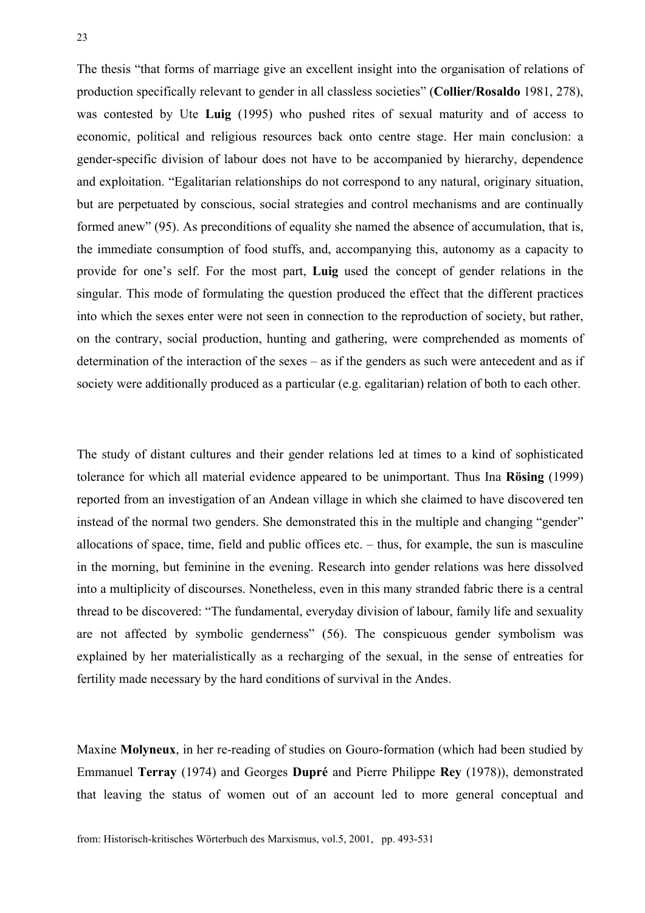The thesis “that forms of marriage give an excellent insight into the organisation of relations of production specifically relevant to gender in all classless societies” (**Collier/Rosaldo** 1981, 278), was contested by Ute **Luig** (1995) who pushed rites of sexual maturity and of access to economic, political and religious resources back onto centre stage. Her main conclusion: a gender-specific division of labour does not have to be accompanied by hierarchy, dependence and exploitation. “Egalitarian relationships do not correspond to any natural, originary situation, but are perpetuated by conscious, social strategies and control mechanisms and are continually formed anew” (95). As preconditions of equality she named the absence of accumulation, that is, the immediate consumption of food stuffs, and, accompanying this, autonomy as a capacity to provide for one’s self. For the most part, **Luig** used the concept of gender relations in the singular. This mode of formulating the question produced the effect that the different practices into which the sexes enter were not seen in connection to the reproduction of society, but rather, on the contrary, social production, hunting and gathering, were comprehended as moments of determination of the interaction of the sexes – as if the genders as such were antecedent and as if society were additionally produced as a particular (e.g. egalitarian) relation of both to each other.

The study of distant cultures and their gender relations led at times to a kind of sophisticated tolerance for which all material evidence appeared to be unimportant. Thus Ina **Rösing** (1999) reported from an investigation of an Andean village in which she claimed to have discovered ten instead of the normal two genders. She demonstrated this in the multiple and changing “gender” allocations of space, time, field and public offices etc. – thus, for example, the sun is masculine in the morning, but feminine in the evening. Research into gender relations was here dissolved into a multiplicity of discourses. Nonetheless, even in this many stranded fabric there is a central thread to be discovered: “The fundamental, everyday division of labour, family life and sexuality are not affected by symbolic genderness” (56). The conspicuous gender symbolism was explained by her materialistically as a recharging of the sexual, in the sense of entreaties for fertility made necessary by the hard conditions of survival in the Andes.

Maxine **Molyneux**, in her re-reading of studies on Gouro-formation (which had been studied by Emmanuel **Terray** (1974) and Georges **Dupré** and Pierre Philippe **Rey** (1978)), demonstrated that leaving the status of women out of an account led to more general conceptual and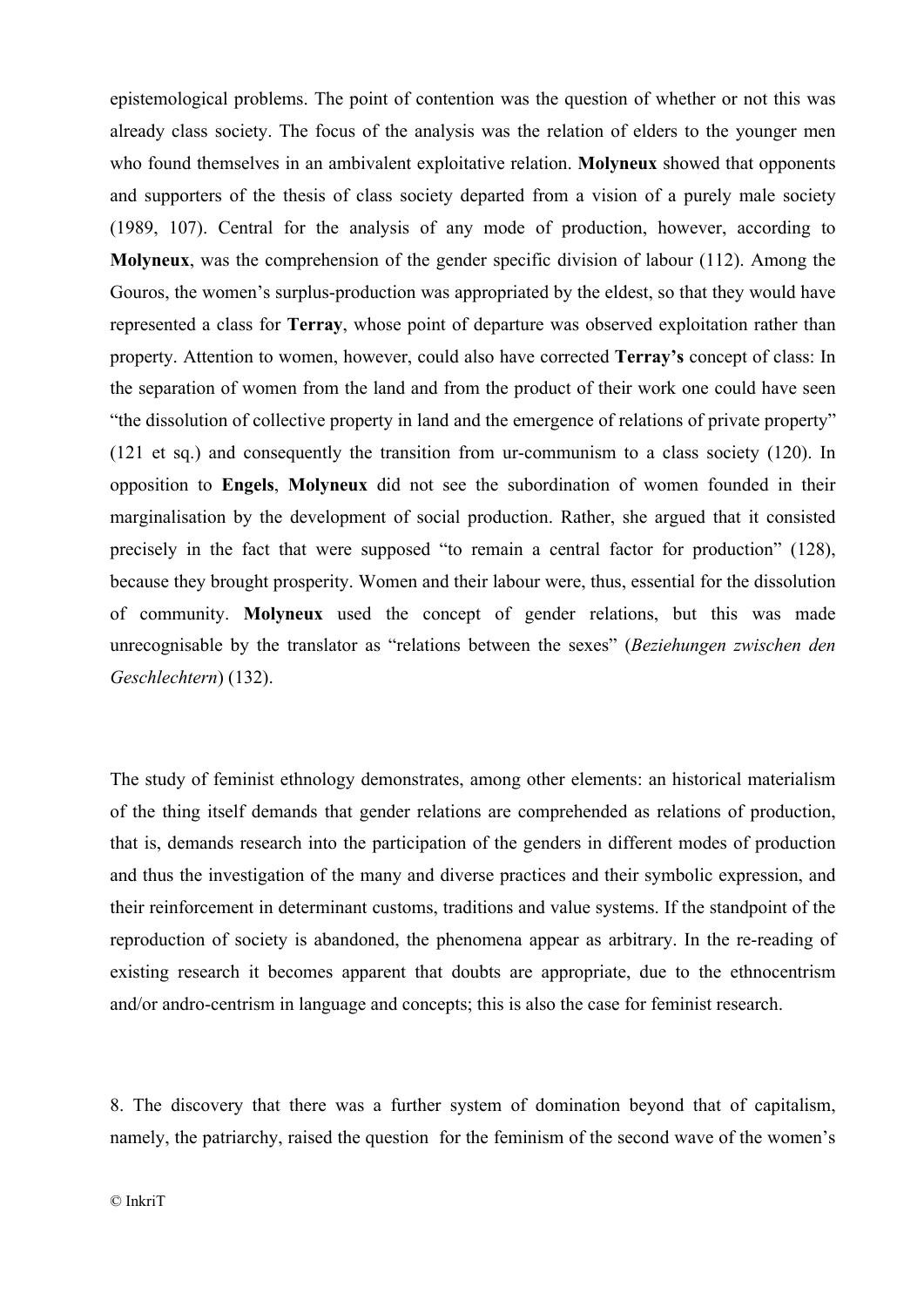epistemological problems. The point of contention was the question of whether or not this was already class society. The focus of the analysis was the relation of elders to the younger men who found themselves in an ambivalent exploitative relation. **Molyneux** showed that opponents and supporters of the thesis of class society departed from a vision of a purely male society (1989, 107). Central for the analysis of any mode of production, however, according to **Molyneux**, was the comprehension of the gender specific division of labour (112). Among the Gouros, the women's surplus-production was appropriated by the eldest, so that they would have represented a class for **Terray**, whose point of departure was observed exploitation rather than property. Attention to women, however, could also have corrected **Terray's** concept of class: In the separation of women from the land and from the product of their work one could have seen "the dissolution of collective property in land and the emergence of relations of private property" (121 et sq.) and consequently the transition from ur-communism to a class society (120). In opposition to **Engels**, **Molyneux** did not see the subordination of women founded in their marginalisation by the development of social production. Rather, she argued that it consisted precisely in the fact that were supposed "to remain a central factor for production" (128), because they brought prosperity. Women and their labour were, thus, essential for the dissolution of community. **Molyneux** used the concept of gender relations, but this was made unrecognisable by the translator as "relations between the sexes" (*Beziehungen zwischen den Geschlechtern*) (132).

The study of feminist ethnology demonstrates, among other elements: an historical materialism of the thing itself demands that gender relations are comprehended as relations of production, that is, demands research into the participation of the genders in different modes of production and thus the investigation of the many and diverse practices and their symbolic expression, and their reinforcement in determinant customs, traditions and value systems. If the standpoint of the reproduction of society is abandoned, the phenomena appear as arbitrary. In the re-reading of existing research it becomes apparent that doubts are appropriate, due to the ethnocentrism and/or andro-centrism in language and concepts; this is also the case for feminist research.

8. The discovery that there was a further system of domination beyond that of capitalism, namely, the patriarchy, raised the question for the feminism of the second wave of the women's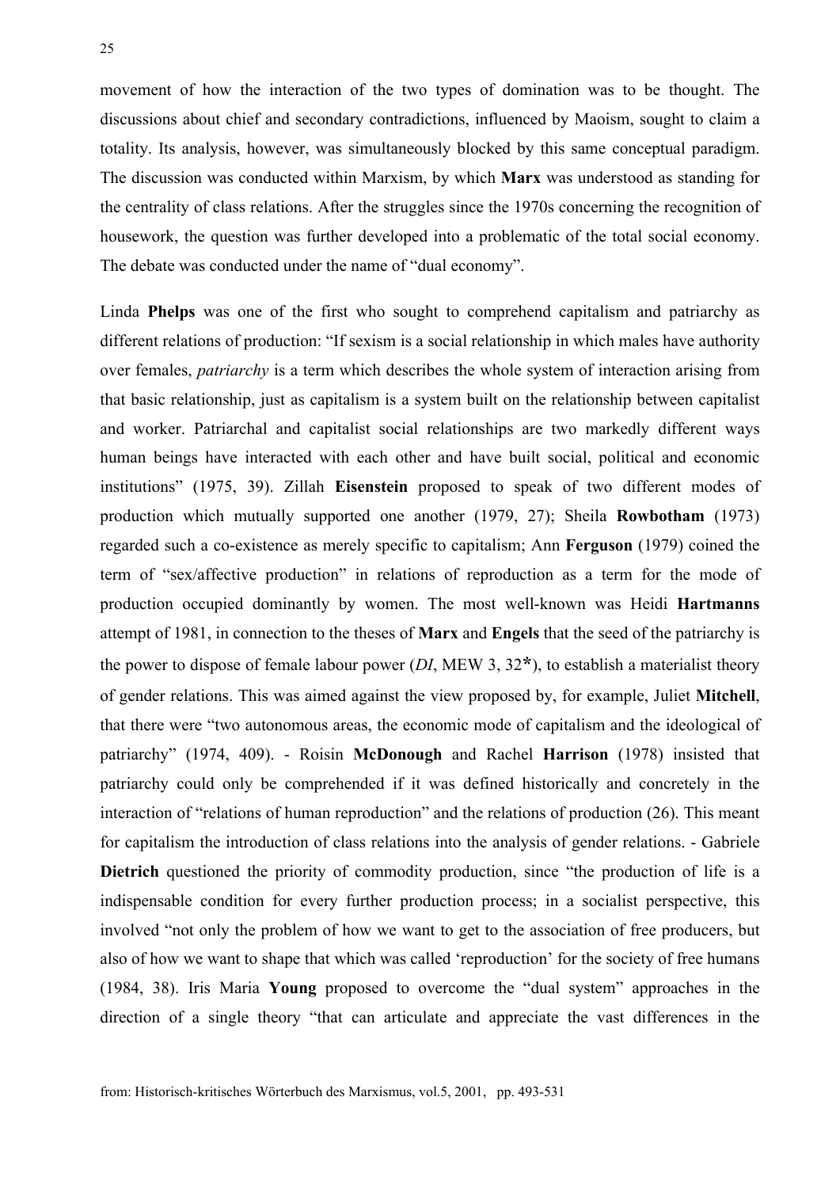movement of how the interaction of the two types of domination was to be thought. The discussions about chief and secondary contradictions, influenced by Maoism, sought to claim a totality. Its analysis, however, was simultaneously blocked by this same conceptual paradigm. The discussion was conducted within Marxism, by which **Marx** was understood as standing for the centrality of class relations. After the struggles since the 1970s concerning the recognition of housework, the question was further developed into a problematic of the total social economy. The debate was conducted under the name of "dual economy".

Linda **Phelps** was one of the first who sought to comprehend capitalism and patriarchy as different relations of production: "If sexism is a social relationship in which males have authority over females, *patriarchy* is a term which describes the whole system of interaction arising from that basic relationship, just as capitalism is a system built on the relationship between capitalist and worker. Patriarchal and capitalist social relationships are two markedly different ways human beings have interacted with each other and have built social, political and economic institutions" (1975, 39). Zillah **Eisenstein** proposed to speak of two different modes of production which mutually supported one another (1979, 27); Sheila **Rowbotham** (1973) regarded such a co-existence as merely specific to capitalism; Ann **Ferguson** (1979) coined the term of "sex/affective production" in relations of reproduction as a term for the mode of production occupied dominantly by women. The most well-known was Heidi **Hartmanns** attempt of 1981, in connection to the theses of **Marx** and **Engels** that the seed of the patriarchy is the power to dispose of female labour power (*DI*, MEW 3, 32*), to establish a materialist theory of gender relations. This was aimed against the view proposed by, for example, Juliet **Mitchell**, that there were "two autonomous areas, the economic mode of capitalism and the ideological of patriarchy" (1974, 409). - Roisin **McDonough** and Rachel **Harrison** (1978) insisted that patriarchy could only be comprehended if it was defined historically and concretely in the interaction of "relations of human reproduction" and the relations of production (26). This meant for capitalism the introduction of class relations into the analysis of gender relations. - Gabriele **Dietrich** questioned the priority of commodity production, since "the production of life is a indispensable condition for every further production process; in a socialist perspective, this involved "not only the problem of how we want to get to the association of free producers, but also of how we want to shape that which was called 'reproduction' for the society of free humans (1984, 38). Iris Maria **Young** proposed to overcome the "dual system" approaches in the direction of a single theory "that can articulate and appreciate the vast differences in the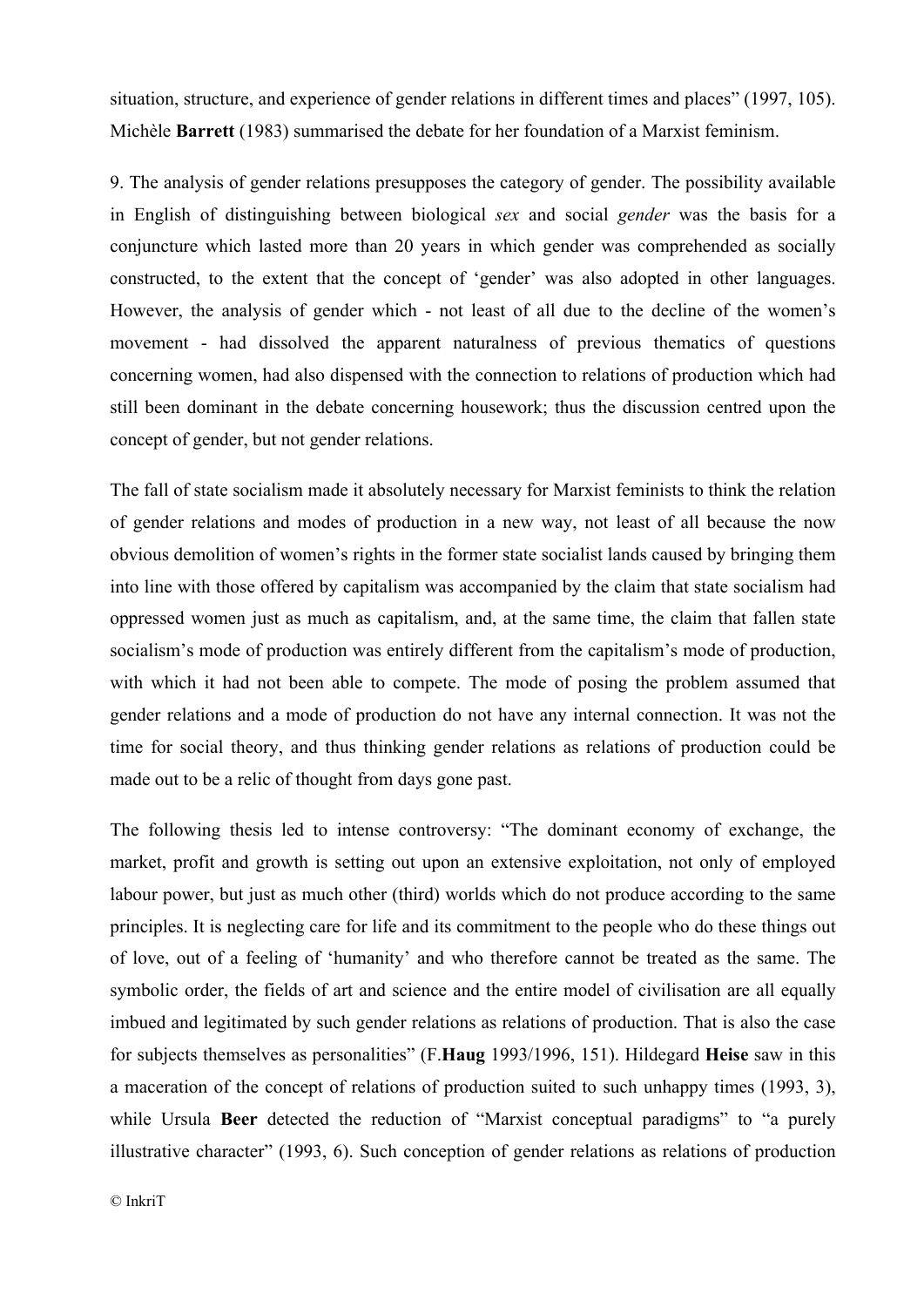situation, structure, and experience of gender relations in different times and places" (1997, 105). Michèle **Barrett** (1983) summarised the debate for her foundation of a Marxist feminism.

9. The analysis of gender relations presupposes the category of gender. The possibility available in English of distinguishing between biological *sex* and social *gender* was the basis for a conjuncture which lasted more than 20 years in which gender was comprehended as socially constructed, to the extent that the concept of 'gender' was also adopted in other languages. However, the analysis of gender which - not least of all due to the decline of the women's movement - had dissolved the apparent naturalness of previous thematics of questions concerning women, had also dispensed with the connection to relations of production which had still been dominant in the debate concerning housework; thus the discussion centred upon the concept of gender, but not gender relations.

The fall of state socialism made it absolutely necessary for Marxist feminists to think the relation of gender relations and modes of production in a new way, not least of all because the now obvious demolition of women's rights in the former state socialist lands caused by bringing them into line with those offered by capitalism was accompanied by the claim that state socialism had oppressed women just as much as capitalism, and, at the same time, the claim that fallen state socialism's mode of production was entirely different from the capitalism's mode of production, with which it had not been able to compete. The mode of posing the problem assumed that gender relations and a mode of production do not have any internal connection. It was not the time for social theory, and thus thinking gender relations as relations of production could be made out to be a relic of thought from days gone past.

The following thesis led to intense controversy: "The dominant economy of exchange, the market, profit and growth is setting out upon an extensive exploitation, not only of employed labour power, but just as much other (third) worlds which do not produce according to the same principles. It is neglecting care for life and its commitment to the people who do these things out of love, out of a feeling of 'humanity' and who therefore cannot be treated as the same. The symbolic order, the fields of art and science and the entire model of civilisation are all equally imbued and legitimated by such gender relations as relations of production. That is also the case for subjects themselves as personalities" (F.**Haug** 1993/1996, 151). Hildegard **Heise** saw in this a maceration of the concept of relations of production suited to such unhappy times (1993, 3), while Ursula **Beer** detected the reduction of "Marxist conceptual paradigms" to "a purely illustrative character" (1993, 6). Such conception of gender relations as relations of production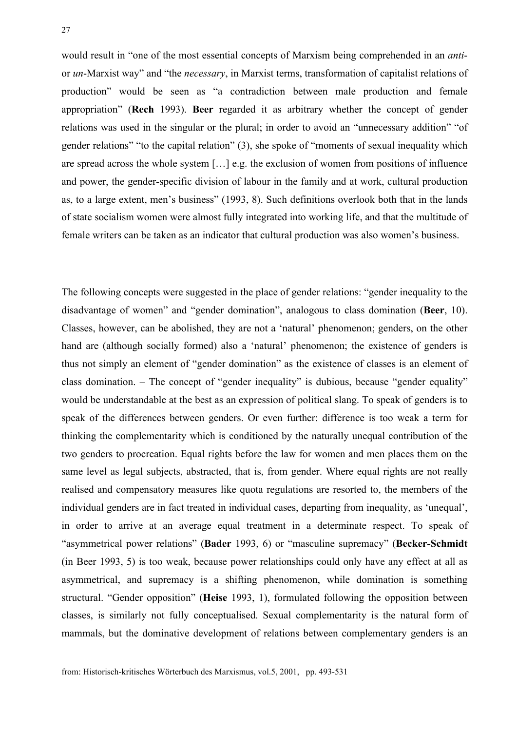would result in “one of the most essential concepts of Marxism being comprehended in an *anti*- or *un*-Marxist way” and “the *necessary*, in Marxist terms, transformation of capitalist relations of production” would be seen as “a contradiction between male production and female appropriation” (**Rech** 1993). **Beer** regarded it as arbitrary whether the concept of gender relations was used in the singular or the plural; in order to avoid an “unnecessary addition” “of gender relations” “to the capital relation” (3), she spoke of “moments of sexual inequality which are spread across the whole system […] e.g. the exclusion of women from positions of influence and power, the gender-specific division of labour in the family and at work, cultural production as, to a large extent, men’s business” (1993, 8). Such definitions overlook both that in the lands of state socialism women were almost fully integrated into working life, and that the multitude of female writers can be taken as an indicator that cultural production was also women’s business.

The following concepts were suggested in the place of gender relations: “gender inequality to the disadvantage of women” and “gender domination”, analogous to class domination (**Beer**, 10). Classes, however, can be abolished, they are not a ‘natural’ phenomenon; genders, on the other hand are (although socially formed) also a ‘natural’ phenomenon; the existence of genders is thus not simply an element of “gender domination” as the existence of classes is an element of class domination. – The concept of “gender inequality” is dubious, because “gender equality” would be understandable at the best as an expression of political slang. To speak of genders is to speak of the differences between genders. Or even further: difference is too weak a term for thinking the complementarity which is conditioned by the naturally unequal contribution of the two genders to procreation. Equal rights before the law for women and men places them on the same level as legal subjects, abstracted, that is, from gender. Where equal rights are not really realised and compensatory measures like quota regulations are resorted to, the members of the individual genders are in fact treated in individual cases, departing from inequality, as ‘unequal’, in order to arrive at an average equal treatment in a determinate respect. To speak of “asymmetrical power relations” (**Bader** 1993, 6) or “masculine supremacy” (**Becker-Schmidt** (in Beer 1993, 5) is too weak, because power relationships could only have any effect at all as asymmetrical, and supremacy is a shifting phenomenon, while domination is something structural. “Gender opposition” (**Heise** 1993, 1), formulated following the opposition between classes, is similarly not fully conceptualised. Sexual complementarity is the natural form of mammals, but the dominative development of relations between complementary genders is an

from: Historisch-kritisches Wörterbuch des Marxismus, vol.5, 2001, pp. 493-531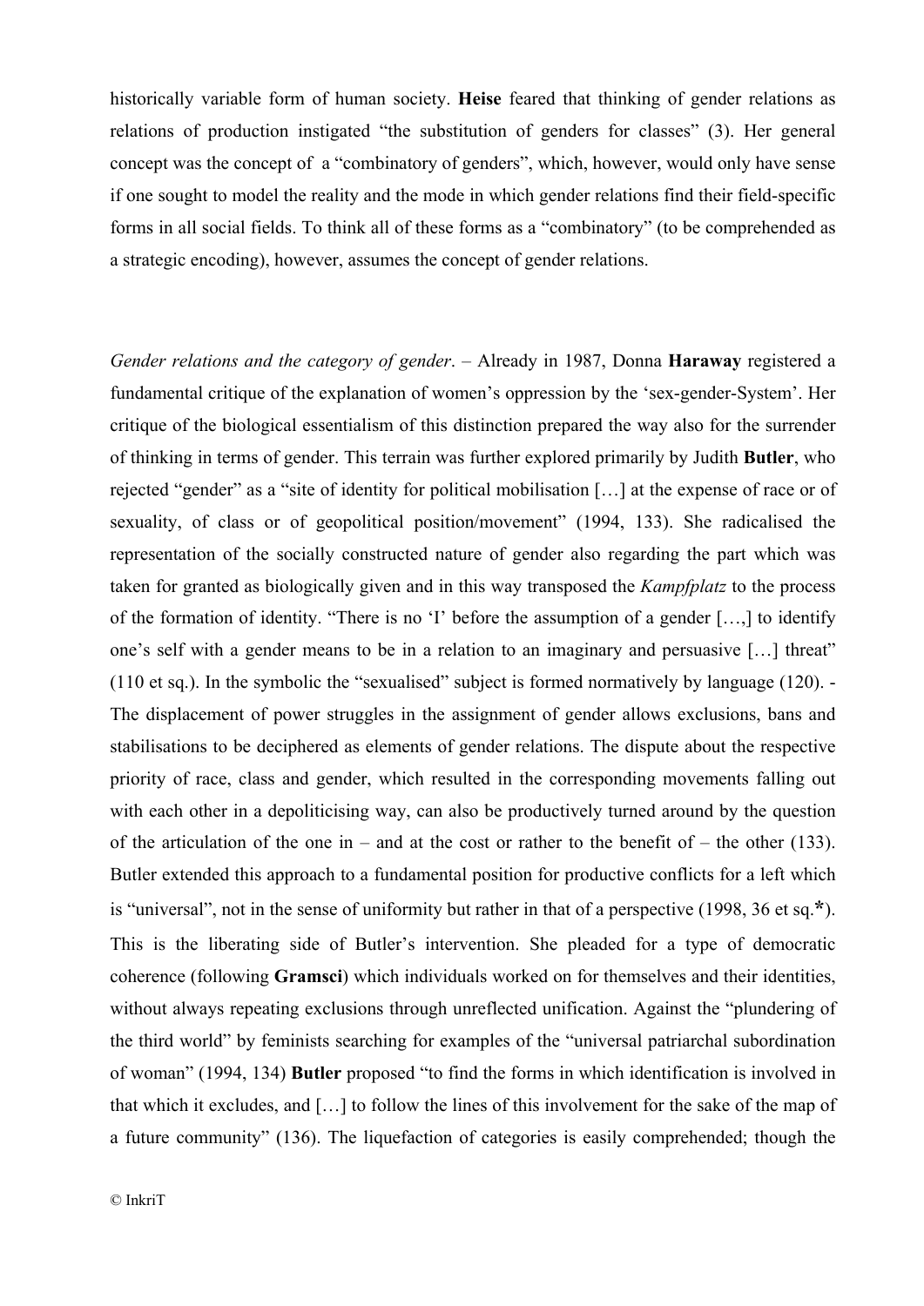historically variable form of human society. **Heise** feared that thinking of gender relations as relations of production instigated "the substitution of genders for classes" (3). Her general concept was the concept of a "combinatory of genders", which, however, would only have sense if one sought to model the reality and the mode in which gender relations find their field-specific forms in all social fields. To think all of these forms as a "combinatory" (to be comprehended as a strategic encoding), however, assumes the concept of gender relations.

*Gender relations and the category of gender*. – Already in 1987, Donna **Haraway** registered a fundamental critique of the explanation of women's oppression by the 'sex-gender-System'. Her critique of the biological essentialism of this distinction prepared the way also for the surrender of thinking in terms of gender. This terrain was further explored primarily by Judith **Butler**, who rejected "gender" as a "site of identity for political mobilisation […] at the expense of race or of sexuality, of class or of geopolitical position/movement" (1994, 133). She radicalised the representation of the socially constructed nature of gender also regarding the part which was taken for granted as biologically given and in this way transposed the *Kampfplatz* to the process of the formation of identity. "There is no 'I' before the assumption of a gender […,] to identify one's self with a gender means to be in a relation to an imaginary and persuasive […] threat" (110 et sq.). In the symbolic the "sexualised" subject is formed normatively by language (120). - The displacement of power struggles in the assignment of gender allows exclusions, bans and stabilisations to be deciphered as elements of gender relations. The dispute about the respective priority of race, class and gender, which resulted in the corresponding movements falling out with each other in a depoliticising way, can also be productively turned around by the question of the articulation of the one in – and at the cost or rather to the benefit of – the other (133). Butler extended this approach to a fundamental position for productive conflicts for a left which is "universal", not in the sense of uniformity but rather in that of a perspective (1998, 36 et sq.**\***). This is the liberating side of Butler's intervention. She pleaded for a type of democratic coherence (following **Gramsci**) which individuals worked on for themselves and their identities, without always repeating exclusions through unreflected unification. Against the "plundering of the third world" by feminists searching for examples of the "universal patriarchal subordination of woman" (1994, 134) **Butler** proposed "to find the forms in which identification is involved in that which it excludes, and […] to follow the lines of this involvement for the sake of the map of a future community" (136). The liquefaction of categories is easily comprehended; though the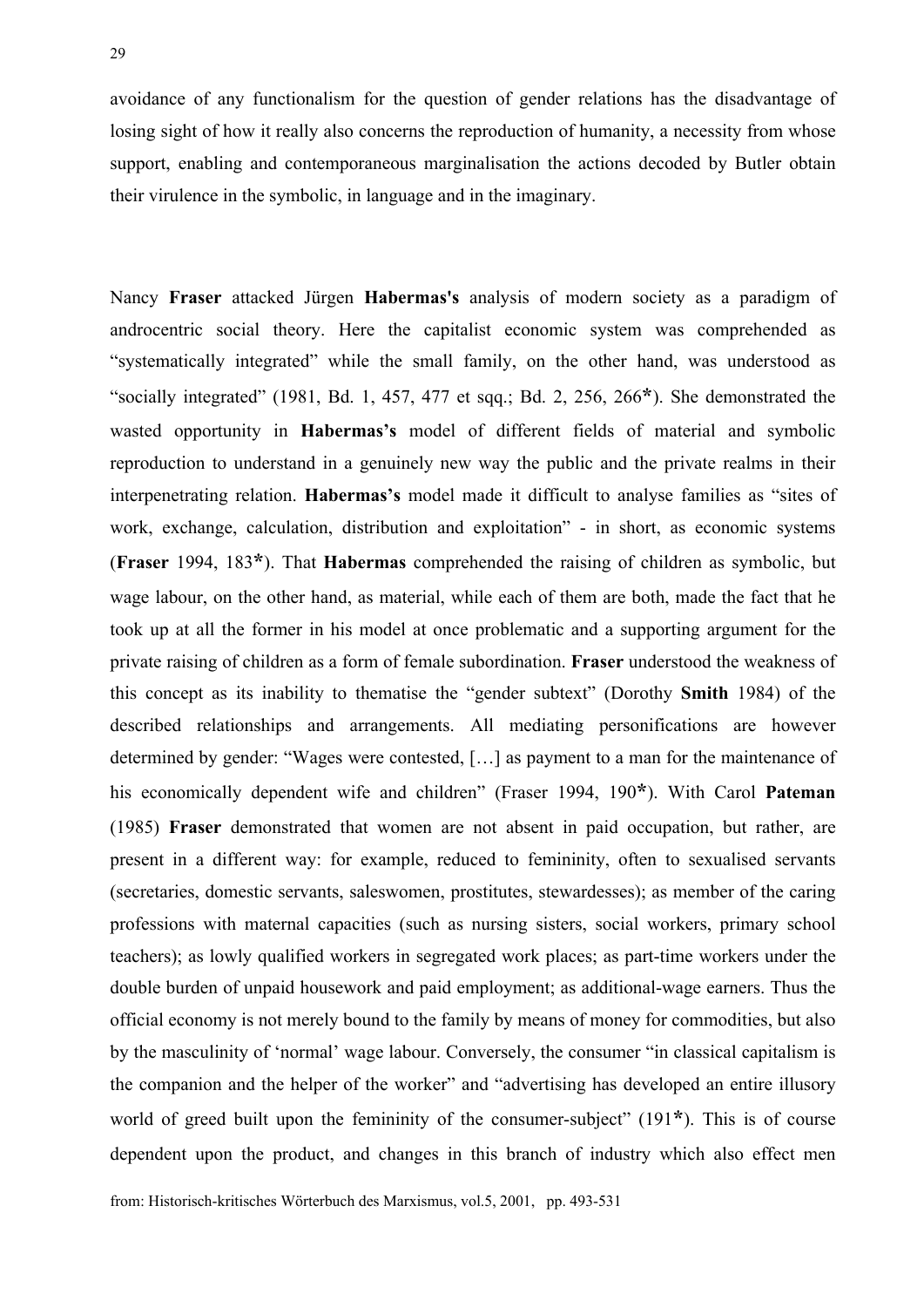avoidance of any functionalism for the question of gender relations has the disadvantage of losing sight of how it really also concerns the reproduction of humanity, a necessity from whose support, enabling and contemporaneous marginalisation the actions decoded by Butler obtain their virulence in the symbolic, in language and in the imaginary.

Nancy **Fraser** attacked Jürgen **Habermas's** analysis of modern society as a paradigm of androcentric social theory. Here the capitalist economic system was comprehended as "systematically integrated" while the small family, on the other hand, was understood as "socially integrated" (1981, Bd. 1, 457, 477 et sqq.; Bd. 2, 256, 266**\***). She demonstrated the wasted opportunity in **Habermas's** model of different fields of material and symbolic reproduction to understand in a genuinely new way the public and the private realms in their interpenetrating relation. **Habermas's** model made it difficult to analyse families as "sites of work, exchange, calculation, distribution and exploitation" - in short, as economic systems (**Fraser** 1994, 183**\***). That **Habermas** comprehended the raising of children as symbolic, but wage labour, on the other hand, as material, while each of them are both, made the fact that he took up at all the former in his model at once problematic and a supporting argument for the private raising of children as a form of female subordination. **Fraser** understood the weakness of this concept as its inability to thematise the "gender subtext" (Dorothy **Smith** 1984) of the described relationships and arrangements. All mediating personifications are however determined by gender: "Wages were contested, […] as payment to a man for the maintenance of his economically dependent wife and children" (Fraser 1994, 190**\***). With Carol **Pateman** (1985) **Fraser** demonstrated that women are not absent in paid occupation, but rather, are present in a different way: for example, reduced to femininity, often to sexualised servants (secretaries, domestic servants, saleswomen, prostitutes, stewardesses); as member of the caring professions with maternal capacities (such as nursing sisters, social workers, primary school teachers); as lowly qualified workers in segregated work places; as part-time workers under the double burden of unpaid housework and paid employment; as additional-wage earners. Thus the official economy is not merely bound to the family by means of money for commodities, but also by the masculinity of 'normal' wage labour. Conversely, the consumer "in classical capitalism is the companion and the helper of the worker" and "advertising has developed an entire illusory world of greed built upon the femininity of the consumer-subject" (191**\***). This is of course dependent upon the product, and changes in this branch of industry which also effect men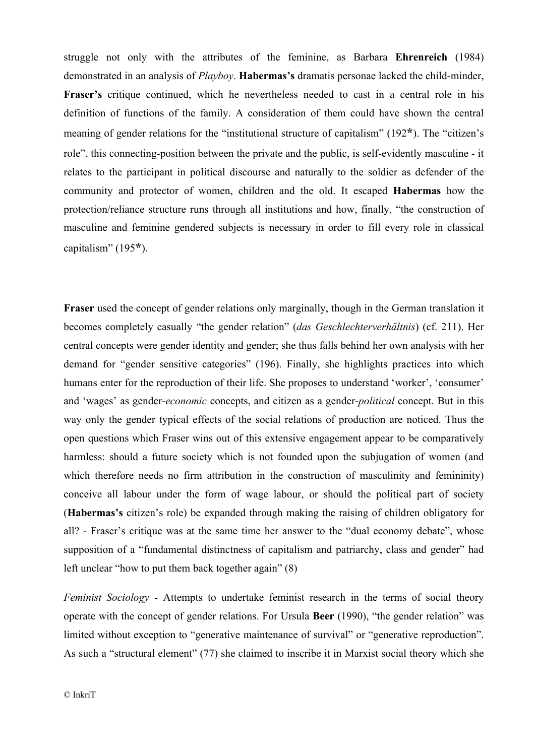struggle not only with the attributes of the feminine, as Barbara **Ehrenreich** (1984) demonstrated in an analysis of *Playboy*. **Habermas's** dramatis personae lacked the child-minder, **Fraser's** critique continued, which he nevertheless needed to cast in a central role in his definition of functions of the family. A consideration of them could have shown the central meaning of gender relations for the "institutional structure of capitalism" (192*). The "citizen's role", this connecting-position between the private and the public, is self-evidently masculine - it relates to the participant in political discourse and naturally to the soldier as defender of the community and protector of women, children and the old. It escaped **Habermas** how the protection/reliance structure runs through all institutions and how, finally, "the construction of masculine and feminine gendered subjects is necessary in order to fill every role in classical capitalism" (195*).

**Fraser** used the concept of gender relations only marginally, though in the German translation it becomes completely casually "the gender relation" (*das Geschlechterverhältnis*) (cf. 211). Her central concepts were gender identity and gender; she thus falls behind her own analysis with her demand for "gender sensitive categories" (196). Finally, she highlights practices into which humans enter for the reproduction of their life. She proposes to understand 'worker', 'consumer' and 'wages' as gender-*economic* concepts, and citizen as a gender-*political* concept. But in this way only the gender typical effects of the social relations of production are noticed. Thus the open questions which Fraser wins out of this extensive engagement appear to be comparatively harmless: should a future society which is not founded upon the subjugation of women (and which therefore needs no firm attribution in the construction of masculinity and femininity) conceive all labour under the form of wage labour, or should the political part of society (**Habermas's** citizen's role) be expanded through making the raising of children obligatory for all? - Fraser's critique was at the same time her answer to the "dual economy debate", whose supposition of a "fundamental distinctness of capitalism and patriarchy, class and gender" had left unclear "how to put them back together again" (8)

*Feminist Sociology* - Attempts to undertake feminist research in the terms of social theory operate with the concept of gender relations. For Ursula **Beer** (1990), "the gender relation" was limited without exception to "generative maintenance of survival" or "generative reproduction". As such a "structural element" (77) she claimed to inscribe it in Marxist social theory which she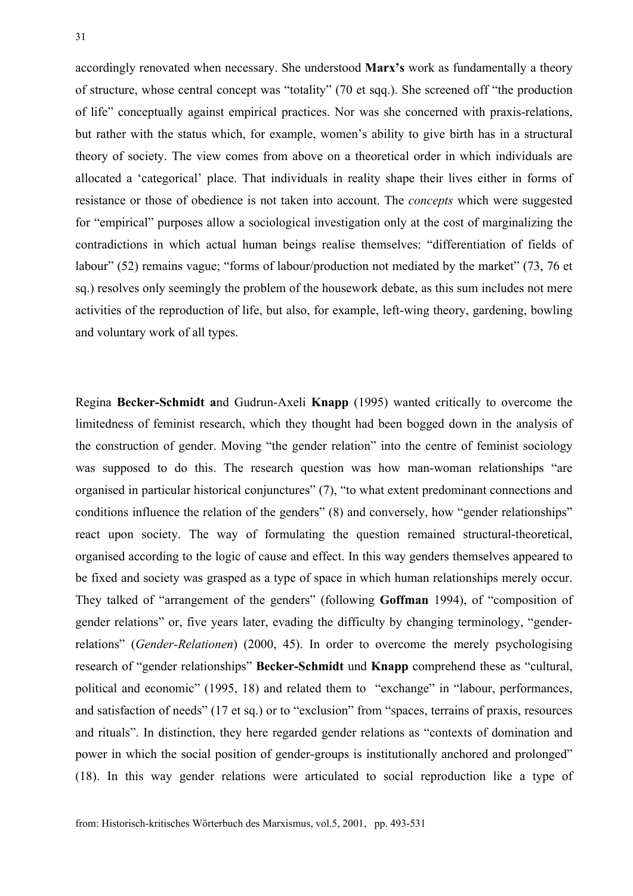accordingly renovated when necessary. She understood **Marx's** work as fundamentally a theory of structure, whose central concept was "totality" (70 et sqq.). She screened off "the production of life" conceptually against empirical practices. Nor was she concerned with praxis-relations, but rather with the status which, for example, women's ability to give birth has in a structural theory of society. The view comes from above on a theoretical order in which individuals are allocated a 'categorical' place. That individuals in reality shape their lives either in forms of resistance or those of obedience is not taken into account. The *concepts* which were suggested for "empirical" purposes allow a sociological investigation only at the cost of marginalizing the contradictions in which actual human beings realise themselves: "differentiation of fields of labour" (52) remains vague; "forms of labour/production not mediated by the market" (73, 76 et sq.) resolves only seemingly the problem of the housework debate, as this sum includes not mere activities of the reproduction of life, but also, for example, left-wing theory, gardening, bowling and voluntary work of all types.

Regina **Becker-Schmidt a**nd Gudrun-Axeli **Knapp** (1995) wanted critically to overcome the limitedness of feminist research, which they thought had been bogged down in the analysis of the construction of gender. Moving "the gender relation" into the centre of feminist sociology was supposed to do this. The research question was how man-woman relationships "are organised in particular historical conjunctures" (7), "to what extent predominant connections and conditions influence the relation of the genders" (8) and conversely, how "gender relationships" react upon society. The way of formulating the question remained structural-theoretical, organised according to the logic of cause and effect. In this way genders themselves appeared to be fixed and society was grasped as a type of space in which human relationships merely occur. They talked of "arrangement of the genders" (following **Goffman** 1994), of "composition of gender relations" or, five years later, evading the difficulty by changing terminology, "gender-relations" (*Gender-Relationen*) (2000, 45). In order to overcome the merely psychologising research of "gender relationships" **Becker-Schmidt** und **Knapp** comprehend these as "cultural, political and economic" (1995, 18) and related them to "exchange" in "labour, performances, and satisfaction of needs" (17 et sq.) or to "exclusion" from "spaces, terrains of praxis, resources and rituals". In distinction, they here regarded gender relations as "contexts of domination and power in which the social position of gender-groups is institutionally anchored and prolonged" (18). In this way gender relations were articulated to social reproduction like a type of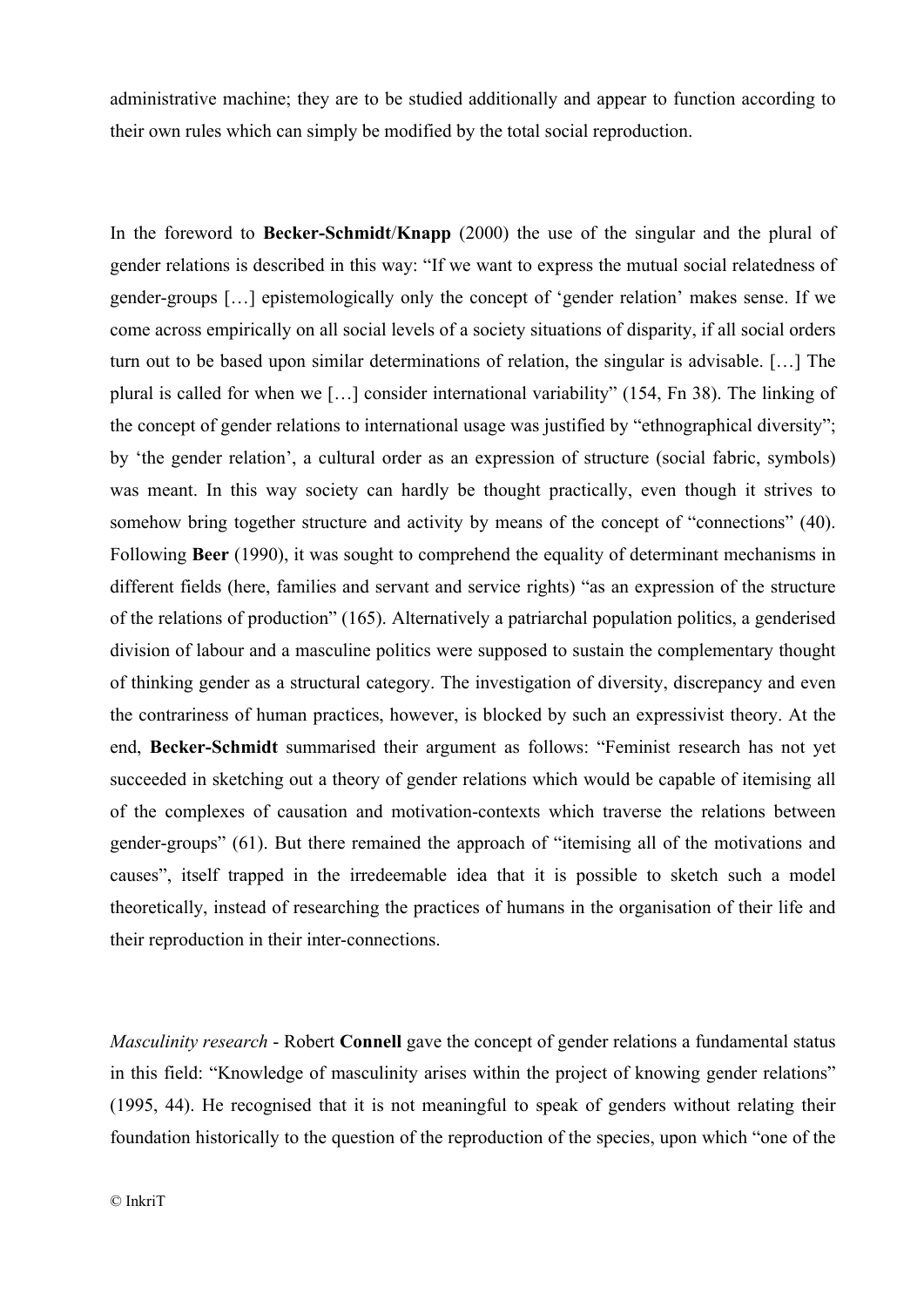administrative machine; they are to be studied additionally and appear to function according to their own rules which can simply be modified by the total social reproduction.

In the foreword to **Becker-Schmidt**/**Knapp** (2000) the use of the singular and the plural of gender relations is described in this way: "If we want to express the mutual social relatedness of gender-groups […] epistemologically only the concept of 'gender relation' makes sense. If we come across empirically on all social levels of a society situations of disparity, if all social orders turn out to be based upon similar determinations of relation, the singular is advisable. […] The plural is called for when we […] consider international variability" (154, Fn 38). The linking of the concept of gender relations to international usage was justified by "ethnographical diversity"; by 'the gender relation', a cultural order as an expression of structure (social fabric, symbols) was meant. In this way society can hardly be thought practically, even though it strives to somehow bring together structure and activity by means of the concept of "connections" (40). Following **Beer** (1990), it was sought to comprehend the equality of determinant mechanisms in different fields (here, families and servant and service rights) "as an expression of the structure of the relations of production" (165). Alternatively a patriarchal population politics, a genderised division of labour and a masculine politics were supposed to sustain the complementary thought of thinking gender as a structural category. The investigation of diversity, discrepancy and even the contrariness of human practices, however, is blocked by such an expressivist theory. At the end, **Becker-Schmidt** summarised their argument as follows: "Feminist research has not yet succeeded in sketching out a theory of gender relations which would be capable of itemising all of the complexes of causation and motivation-contexts which traverse the relations between gender-groups" (61). But there remained the approach of "itemising all of the motivations and causes", itself trapped in the irredeemable idea that it is possible to sketch such a model theoretically, instead of researching the practices of humans in the organisation of their life and their reproduction in their inter-connections.

*Masculinity research* - Robert **Connell** gave the concept of gender relations a fundamental status in this field: "Knowledge of masculinity arises within the project of knowing gender relations" (1995, 44). He recognised that it is not meaningful to speak of genders without relating their foundation historically to the question of the reproduction of the species, upon which "one of the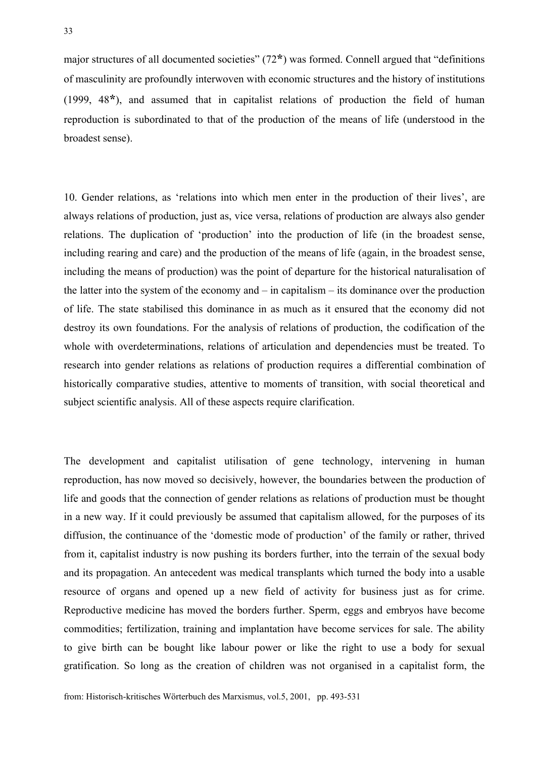major structures of all documented societies" (72*) was formed. Connell argued that "definitions of masculinity are profoundly interwoven with economic structures and the history of institutions (1999, 48*), and assumed that in capitalist relations of production the field of human reproduction is subordinated to that of the production of the means of life (understood in the broadest sense).

10. Gender relations, as 'relations into which men enter in the production of their lives', are always relations of production, just as, vice versa, relations of production are always also gender relations. The duplication of 'production' into the production of life (in the broadest sense, including rearing and care) and the production of the means of life (again, in the broadest sense, including the means of production) was the point of departure for the historical naturalisation of the latter into the system of the economy and – in capitalism – its dominance over the production of life. The state stabilised this dominance in as much as it ensured that the economy did not destroy its own foundations. For the analysis of relations of production, the codification of the whole with overdeterminations, relations of articulation and dependencies must be treated. To research into gender relations as relations of production requires a differential combination of historically comparative studies, attentive to moments of transition, with social theoretical and subject scientific analysis. All of these aspects require clarification.

The development and capitalist utilisation of gene technology, intervening in human reproduction, has now moved so decisively, however, the boundaries between the production of life and goods that the connection of gender relations as relations of production must be thought in a new way. If it could previously be assumed that capitalism allowed, for the purposes of its diffusion, the continuance of the 'domestic mode of production' of the family or rather, thrived from it, capitalist industry is now pushing its borders further, into the terrain of the sexual body and its propagation. An antecedent was medical transplants which turned the body into a usable resource of organs and opened up a new field of activity for business just as for crime. Reproductive medicine has moved the borders further. Sperm, eggs and embryos have become commodities; fertilization, training and implantation have become services for sale. The ability to give birth can be bought like labour power or like the right to use a body for sexual gratification. So long as the creation of children was not organised in a capitalist form, the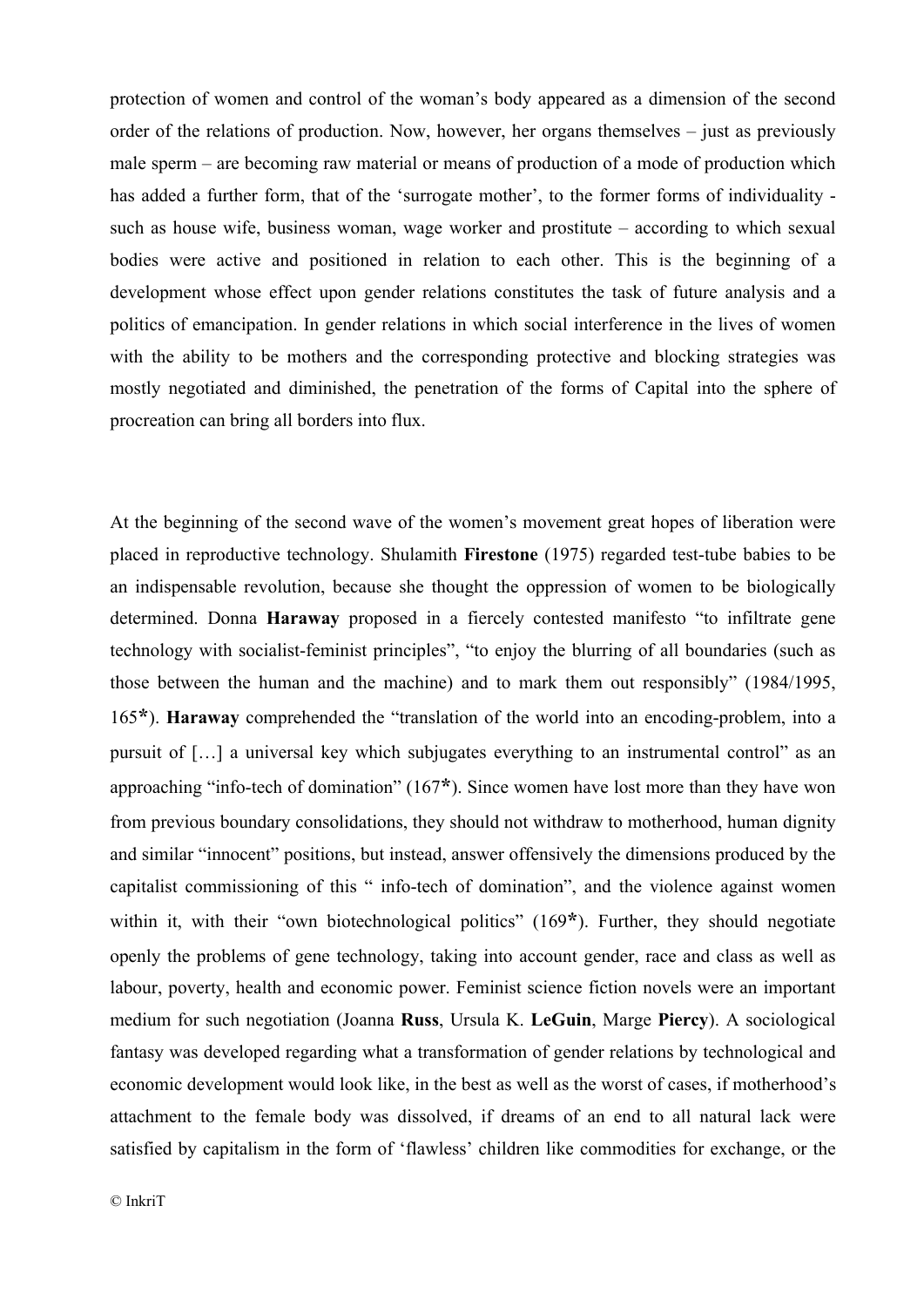protection of women and control of the woman's body appeared as a dimension of the second order of the relations of production. Now, however, her organs themselves – just as previously male sperm – are becoming raw material or means of production of a mode of production which has added a further form, that of the 'surrogate mother', to the former forms of individuality - such as house wife, business woman, wage worker and prostitute – according to which sexual bodies were active and positioned in relation to each other. This is the beginning of a development whose effect upon gender relations constitutes the task of future analysis and a politics of emancipation. In gender relations in which social interference in the lives of women with the ability to be mothers and the corresponding protective and blocking strategies was mostly negotiated and diminished, the penetration of the forms of Capital into the sphere of procreation can bring all borders into flux.

At the beginning of the second wave of the women's movement great hopes of liberation were placed in reproductive technology. Shulamith **Firestone** (1975) regarded test-tube babies to be an indispensable revolution, because she thought the oppression of women to be biologically determined. Donna **Haraway** proposed in a fiercely contested manifesto "to infiltrate gene technology with socialist-feminist principles", "to enjoy the blurring of all boundaries (such as those between the human and the machine) and to mark them out responsibly" (1984/1995, 165*). **Haraway** comprehended the "translation of the world into an encoding-problem, into a pursuit of […] a universal key which subjugates everything to an instrumental control" as an approaching "info-tech of domination" (167*). Since women have lost more than they have won from previous boundary consolidations, they should not withdraw to motherhood, human dignity and similar "innocent" positions, but instead, answer offensively the dimensions produced by the capitalist commissioning of this " info-tech of domination", and the violence against women within it, with their "own biotechnological politics" (169*). Further, they should negotiate openly the problems of gene technology, taking into account gender, race and class as well as labour, poverty, health and economic power. Feminist science fiction novels were an important medium for such negotiation (Joanna **Russ**, Ursula K. **LeGuin**, Marge **Piercy**). A sociological fantasy was developed regarding what a transformation of gender relations by technological and economic development would look like, in the best as well as the worst of cases, if motherhood's attachment to the female body was dissolved, if dreams of an end to all natural lack were satisfied by capitalism in the form of 'flawless' children like commodities for exchange, or the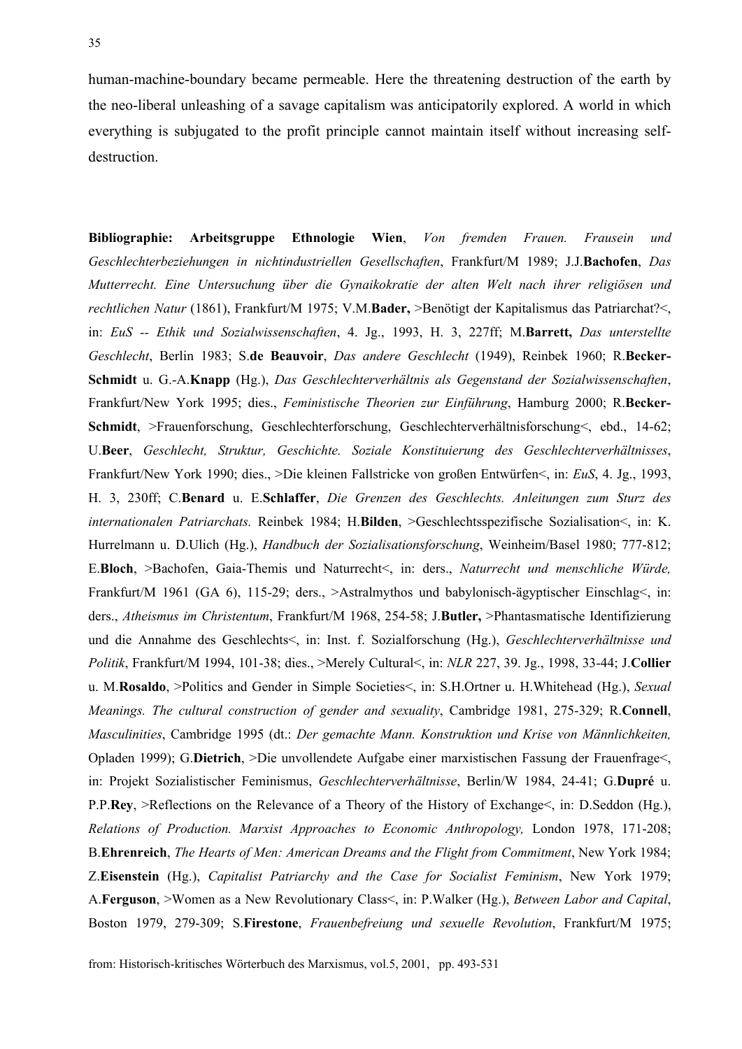human-machine-boundary became permeable. Here the threatening destruction of the earth by the neo-liberal unleashing of a savage capitalism was anticipatorily explored. A world in which everything is subjugated to the profit principle cannot maintain itself without increasing self-destruction.

**Bibliographie:** **Arbeitsgruppe Ethnologie Wien**, *Von fremden Frauen. Frausein und Geschlechterbeziehungen in nichtindustriellen Gesellschaften*, Frankfurt/M 1989; J.J.**Bachofen**, *Das Mutterrecht. Eine Untersuchung über die Gynaikokratie der alten Welt nach ihrer religiösen und rechtlichen Natur* (1861), Frankfurt/M 1975; V.M.**Bader,** >Benötigt der Kapitalismus das Patriarchat?<, in: *EuS -- Ethik und Sozialwissenschaften*, 4. Jg., 1993, H. 3, 227ff; M.**Barrett,** *Das unterstellte Geschlecht*, Berlin 1983; S.**de Beauvoir**, *Das andere Geschlecht* (1949), Reinbek 1960; R.**Becker-Schmidt** u. G.-A.**Knapp** (Hg.), *Das Geschlechterverhältnis als Gegenstand der Sozialwissenschaften*, Frankfurt/New York 1995; dies., *Feministische Theorien zur Einführung*, Hamburg 2000; R.**Becker-Schmidt**, >Frauenforschung, Geschlechterforschung, Geschlechterverhältnisforschung<, ebd., 14-62; U.**Beer**, *Geschlecht, Struktur, Geschichte. Soziale Konstituierung des Geschlechterverhältnisses*, Frankfurt/New York 1990; dies., >Die kleinen Fallstricke von großen Entwürfen<, in: *EuS*, 4. Jg., 1993, H. 3, 230ff; C.**Benard** u. E.**Schlaffer**, *Die Grenzen des Geschlechts. Anleitungen zum Sturz des internationalen Patriarchats.* Reinbek 1984; H.**Bilden**, >Geschlechtsspezifische Sozialisation<, in: K. Hurrelmann u. D.Ulich (Hg.), *Handbuch der Sozialisationsforschung*, Weinheim/Basel 1980; 777-812; E.**Bloch**, >Bachofen, Gaia-Themis und Naturrecht<, in: ders., *Naturrecht und menschliche Würde,* Frankfurt/M 1961 (GA 6), 115-29; ders., >Astralmythos und babylonisch-ägyptischer Einschlag<, in: ders., *Atheismus im Christentum*, Frankfurt/M 1968, 254-58; J.**Butler,** >Phantasmatische Identifizierung und die Annahme des Geschlechts<, in: Inst. f. Sozialforschung (Hg.), *Geschlechterverhältnisse und Politik*, Frankfurt/M 1994, 101-38; dies., >Merely Cultural<, in: *NLR* 227, 39. Jg., 1998, 33-44; J.**Collier** u. M.**Rosaldo**, >Politics and Gender in Simple Societies<, in: S.H.Ortner u. H.Whitehead (Hg.), *Sexual Meanings. The cultural construction of gender and sexuality*, Cambridge 1981, 275-329; R.**Connell**, *Masculinities*, Cambridge 1995 (dt.: *Der gemachte Mann. Konstruktion und Krise von Männlichkeiten,* Opladen 1999); G.**Dietrich**, >Die unvollendete Aufgabe einer marxistischen Fassung der Frauenfrage<, in: Projekt Sozialistischer Feminismus, *Geschlechterverhältnisse*, Berlin/W 1984, 24-41; G.**Dupré** u. P.P.**Rey**, >Reflections on the Relevance of a Theory of the History of Exchange<, in: D.Seddon (Hg.), *Relations of Production. Marxist Approaches to Economic Anthropology,* London 1978, 171-208; B.**Ehrenreich**, *The Hearts of Men: American Dreams and the Flight from Commitment*, New York 1984; Z.**Eisenstein** (Hg.), *Capitalist Patriarchy and the Case for Socialist Feminism*, New York 1979; A.**Ferguson**, >Women as a New Revolutionary Class<, in: P.Walker (Hg.), *Between Labor and Capital*, Boston 1979, 279-309; S.**Firestone**, *Frauenbefreiung und sexuelle Revolution*, Frankfurt/M 1975;

from: Historisch-kritisches Wörterbuch des Marxismus, vol.5, 2001, pp. 493-531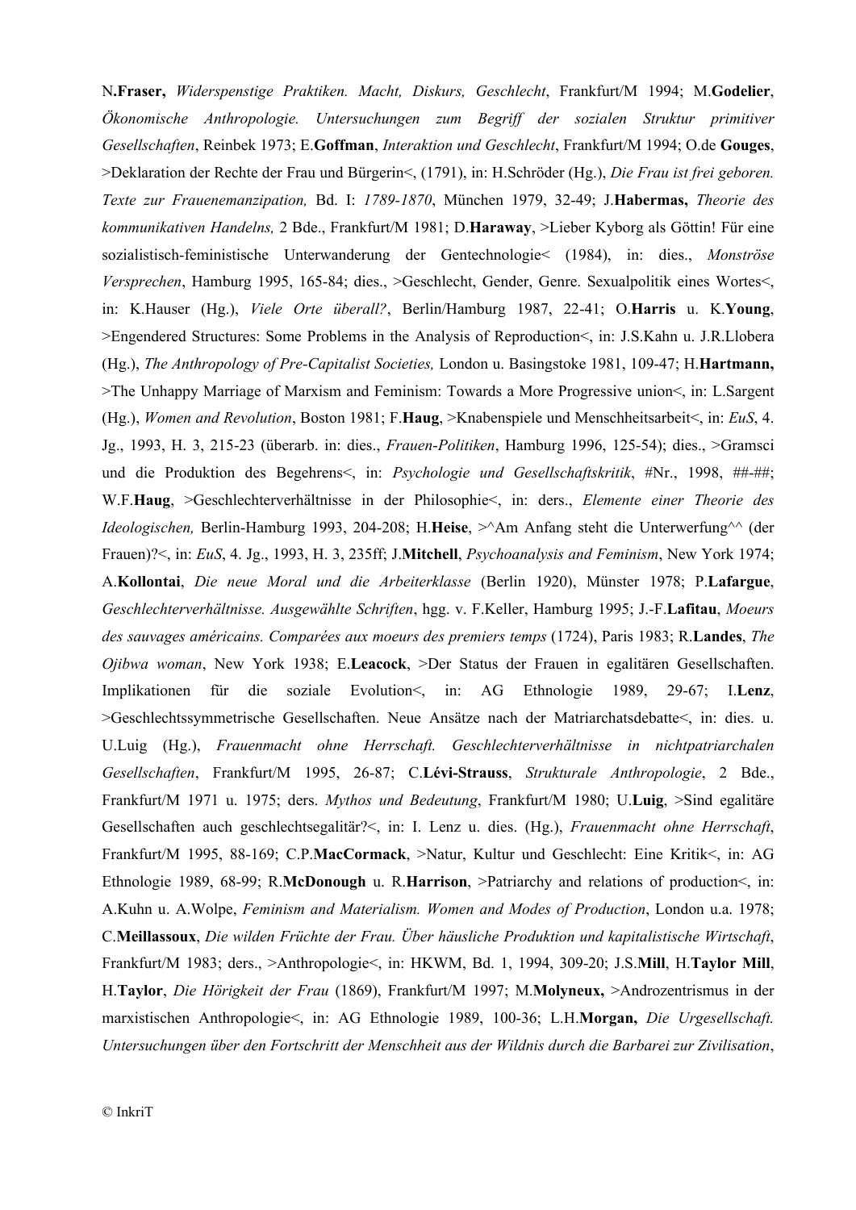N.**Fraser,** *Widerspenstige Praktiken. Macht, Diskurs, Geschlecht*, Frankfurt/M 1994; M.**Godelier**, *Ökonomische Anthropologie. Untersuchungen zum Begriff der sozialen Struktur primitiver Gesellschaften*, Reinbek 1973; E.**Goffman**, *Interaktion und Geschlecht*, Frankfurt/M 1994; O.de **Gouges**, >Deklaration der Rechte der Frau und Bürgerin<, (1791), in: H.Schröder (Hg.), *Die Frau ist frei geboren. Texte zur Frauenemanzipation,* Bd. I: *1789-1870*, München 1979, 32-49; J.**Habermas,** *Theorie des kommunikativen Handelns,* 2 Bde., Frankfurt/M 1981; D.**Haraway**, >Lieber Kyborg als Göttin! Für eine sozialistisch-feministische Unterwanderung der Gentechnologie< (1984), in: dies., *Monströse Versprechen*, Hamburg 1995, 165-84; dies., >Geschlecht, Gender, Genre. Sexualpolitik eines Wortes<, in: K.Hauser (Hg.), *Viele Orte überall?*, Berlin/Hamburg 1987, 22-41; O.**Harris** u. K.**Young**, >Engendered Structures: Some Problems in the Analysis of Reproduction<, in: J.S.Kahn u. J.R.Llobera (Hg.), *The Anthropology of Pre-Capitalist Societies,* London u. Basingstoke 1981, 109-47; H.**Hartmann,** >The Unhappy Marriage of Marxism and Feminism: Towards a More Progressive union<, in: L.Sargent (Hg.), *Women and Revolution*, Boston 1981; F.**Haug**, >Knabenspiele und Menschheitsarbeit<, in: *EuS*, 4. Jg., 1993, H. 3, 215-23 (überarb. in: dies., *Frauen-Politiken*, Hamburg 1996, 125-54); dies., >Gramsci und die Produktion des Begehrens<, in: *Psychologie und Gesellschaftskritik*, #Nr., 1998, ##-##; W.F.**Haug**, >Geschlechterverhältnisse in der Philosophie<, in: ders., *Elemente einer Theorie des Ideologischen,* Berlin-Hamburg 1993, 204-208; H.**Heise**, >^Am Anfang steht die Unterwerfung^^ (der Frauen)?<, in: *EuS*, 4. Jg., 1993, H. 3, 235ff; J.**Mitchell**, *Psychoanalysis and Feminism*, New York 1974; A.**Kollontai**, *Die neue Moral und die Arbeiterklasse* (Berlin 1920), Münster 1978; P.**Lafargue**, *Geschlechterverhältnisse. Ausgewählte Schriften*, hgg. v. F.Keller, Hamburg 1995; J.-F.**Lafitau**, *Moeurs des sauvages américains. Comparées aux moeurs des premiers temps* (1724), Paris 1983; R.**Landes**, *The Ojibwa woman*, New York 1938; E.**Leacock**, >Der Status der Frauen in egalitären Gesellschaften. Implikationen für die soziale Evolution<, in: AG Ethnologie 1989, 29-67; I.**Lenz**, >Geschlechtssymmetrische Gesellschaften. Neue Ansätze nach der Matriarchatsdebatte<, in: dies. u. U.Luig (Hg.), *Frauenmacht ohne Herrschaft. Geschlechterverhältnisse in nichtpatriarchalen Gesellschaften*, Frankfurt/M 1995, 26-87; C.**Lévi-Strauss**, *Strukturale Anthropologie*, 2 Bde., Frankfurt/M 1971 u. 1975; ders. *Mythos und Bedeutung*, Frankfurt/M 1980; U.**Luig**, >Sind egalitäre Gesellschaften auch geschlechtsegalitär?<, in: I. Lenz u. dies. (Hg.), *Frauenmacht ohne Herrschaft*, Frankfurt/M 1995, 88-169; C.P.**MacCormack**, >Natur, Kultur und Geschlecht: Eine Kritik<, in: AG Ethnologie 1989, 68-99; R.**McDonough** u. R.**Harrison**, >Patriarchy and relations of production<, in: A.Kuhn u. A.Wolpe, *Feminism and Materialism. Women and Modes of Production*, London u.a. 1978; C.**Meillassoux**, *Die wilden Früchte der Frau. Über häusliche Produktion und kapitalistische Wirtschaft*, Frankfurt/M 1983; ders., >Anthropologie<, in: HKWM, Bd. 1, 1994, 309-20; J.S.**Mill**, H.**Taylor Mill**, H.**Taylor**, *Die Hörigkeit der Frau* (1869), Frankfurt/M 1997; M.**Molyneux,** >Androzentrismus in der marxistischen Anthropologie<, in: AG Ethnologie 1989, 100-36; L.H.**Morgan,** *Die Urgesellschaft. Untersuchungen über den Fortschritt der Menschheit aus der Wildnis durch die Barbarei zur Zivilisation*,

© InkriT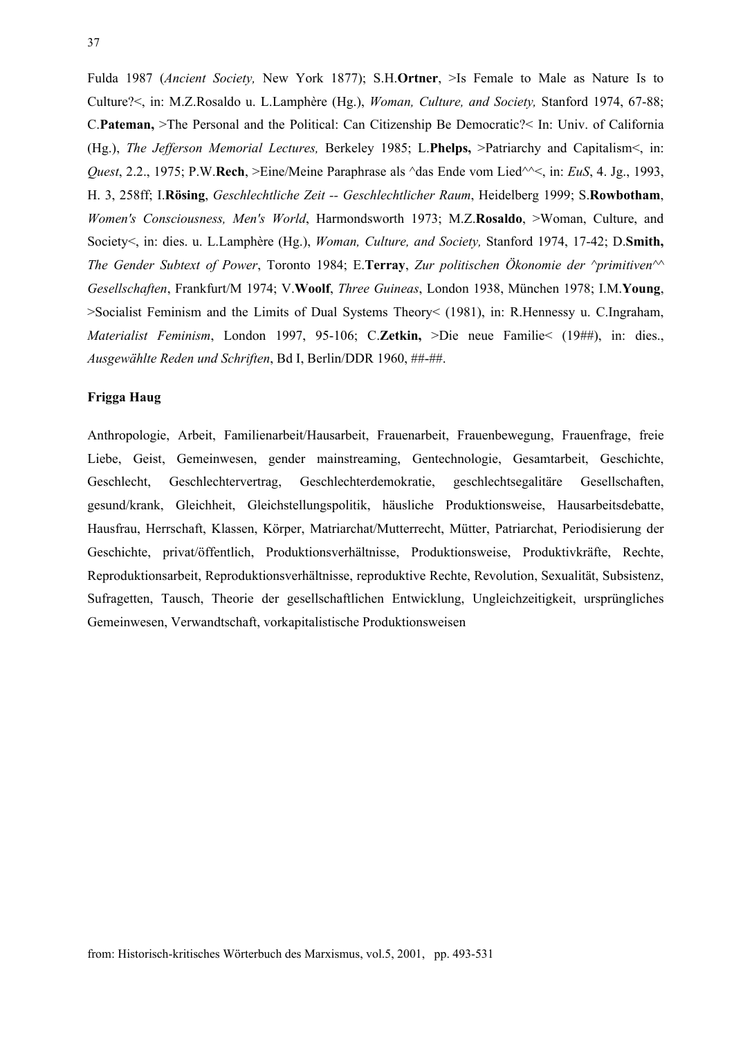Fulda 1987 (*Ancient Society,* New York 1877); S.H.**Ortner**, >Is Female to Male as Nature Is to Culture?<, in: M.Z.Rosaldo u. L.Lamphère (Hg.), *Woman, Culture, and Society,* Stanford 1974, 67-88; C.**Pateman,** >The Personal and the Political: Can Citizenship Be Democratic?< In: Univ. of California (Hg.), *The Jefferson Memorial Lectures,* Berkeley 1985; L.**Phelps,** >Patriarchy and Capitalism<, in: *Quest*, 2.2., 1975; P.W.**Rech**, >Eine/Meine Paraphrase als ^das Ende vom Lied^^<, in: *EuS*, 4. Jg., 1993, H. 3, 258ff; I.**Rösing**, *Geschlechtliche Zeit -- Geschlechtlicher Raum*, Heidelberg 1999; S.**Rowbotham**, *Women's Consciousness, Men's World*, Harmondsworth 1973; M.Z.**Rosaldo**, >Woman, Culture, and Society<, in: dies. u. L.Lamphère (Hg.), *Woman, Culture, and Society,* Stanford 1974, 17-42; D.**Smith,** *The Gender Subtext of Power*, Toronto 1984; E.**Terray**, *Zur politischen Ökonomie der ^primitiven^^ Gesellschaften*, Frankfurt/M 1974; V.**Woolf**, *Three Guineas*, London 1938, München 1978; I.M.**Young**, >Socialist Feminism and the Limits of Dual Systems Theory< (1981), in: R.Hennessy u. C.Ingraham, *Materialist Feminism*, London 1997, 95-106; C.**Zetkin,** >Die neue Familie< (19##), in: dies., *Ausgewählte Reden und Schriften*, Bd I, Berlin/DDR 1960, ##-##.

**Frigga Haug**

Anthropologie, Arbeit, Familienarbeit/Hausarbeit, Frauenarbeit, Frauenbewegung, Frauenfrage, freie Liebe, Geist, Gemeinwesen, gender mainstreaming, Gentechnologie, Gesamtarbeit, Geschichte, Geschlecht, Geschlechtervertrag, Geschlechterdemokratie, geschlechtsegalitäre Gesellschaften, gesund/krank, Gleichheit, Gleichstellungspolitik, häusliche Produktionsweise, Hausarbeitsdebatte, Hausfrau, Herrschaft, Klassen, Körper, Matriarchat/Mutterrecht, Mütter, Patriarchat, Periodisierung der Geschichte, privat/öffentlich, Produktionsverhältnisse, Produktionsweise, Produktivkräfte, Rechte, Reproduktionsarbeit, Reproduktionsverhältnisse, reproduktive Rechte, Revolution, Sexualität, Subsistenz, Sufragetten, Tausch, Theorie der gesellschaftlichen Entwicklung, Ungleichzeitigkeit, ursprüngliches Gemeinwesen, Verwandtschaft, vorkapitalistische Produktionsweisen